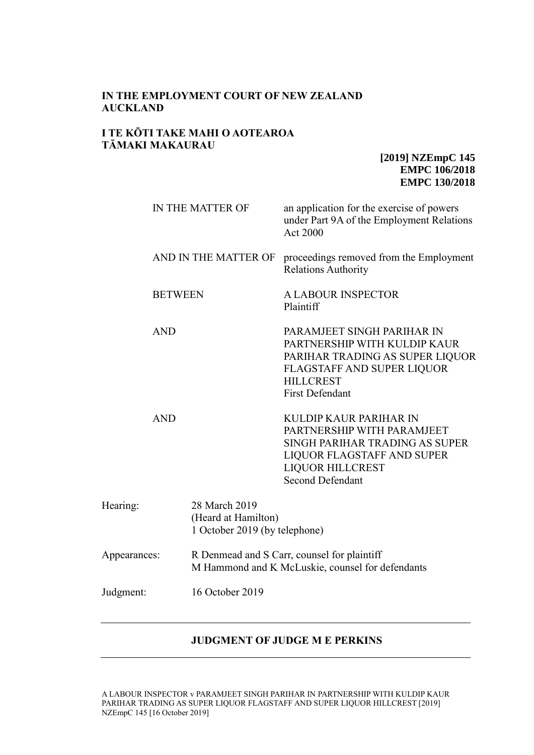**IN THE EMPLOYMENT COURT OF NEW ZEALAND**
**AUCKLAND**

**I TE KŌTI TAKE MAHI O AOTEAROA**
**TĀMAKI MAKAURAU**

**[2019] NZEmpC 145**
**EMPC 106/2018**
**EMPC 130/2018**

| | |
|---|---|
| IN THE MATTER OF | an application for the exercise of powers under Part 9A of the Employment Relations Act 2000 |
| AND IN THE MATTER OF | proceedings removed from the Employment Relations Authority |
| BETWEEN | A LABOUR INSPECTOR<br>Plaintiff |
| AND | PARAMJEET SINGH PARIHAR IN PARTNERSHIP WITH KULDIP KAUR PARIHAR TRADING AS SUPER LIQUOR FLAGSTAFF AND SUPER LIQUOR HILLCREST<br>First Defendant |
| AND | KULDIP KAUR PARIHAR IN PARTNERSHIP WITH PARAMJEET SINGH PARIHAR TRADING AS SUPER LIQUOR FLAGSTAFF AND SUPER LIQUOR HILLCREST<br>Second Defendant |

| | |
|---|---|
| Hearing: | 28 March 2019<br>(Heard at Hamilton)<br>1 October 2019 (by telephone) |
| Appearances: | R Denmead and S Carr, counsel for plaintiff<br>M Hammond and K McLuskie, counsel for defendants |
| Judgment: | 16 October 2019 |

---

**JUDGMENT OF JUDGE M E PERKINS**

---

A LABOUR INSPECTOR v PARAMJEET SINGH PARIHAR IN PARTNERSHIP WITH KULDIP KAUR PARIHAR TRADING AS SUPER LIQUOR FLAGSTAFF AND SUPER LIQUOR HILLCREST [2019] NZEmpC 145 [16 October 2019]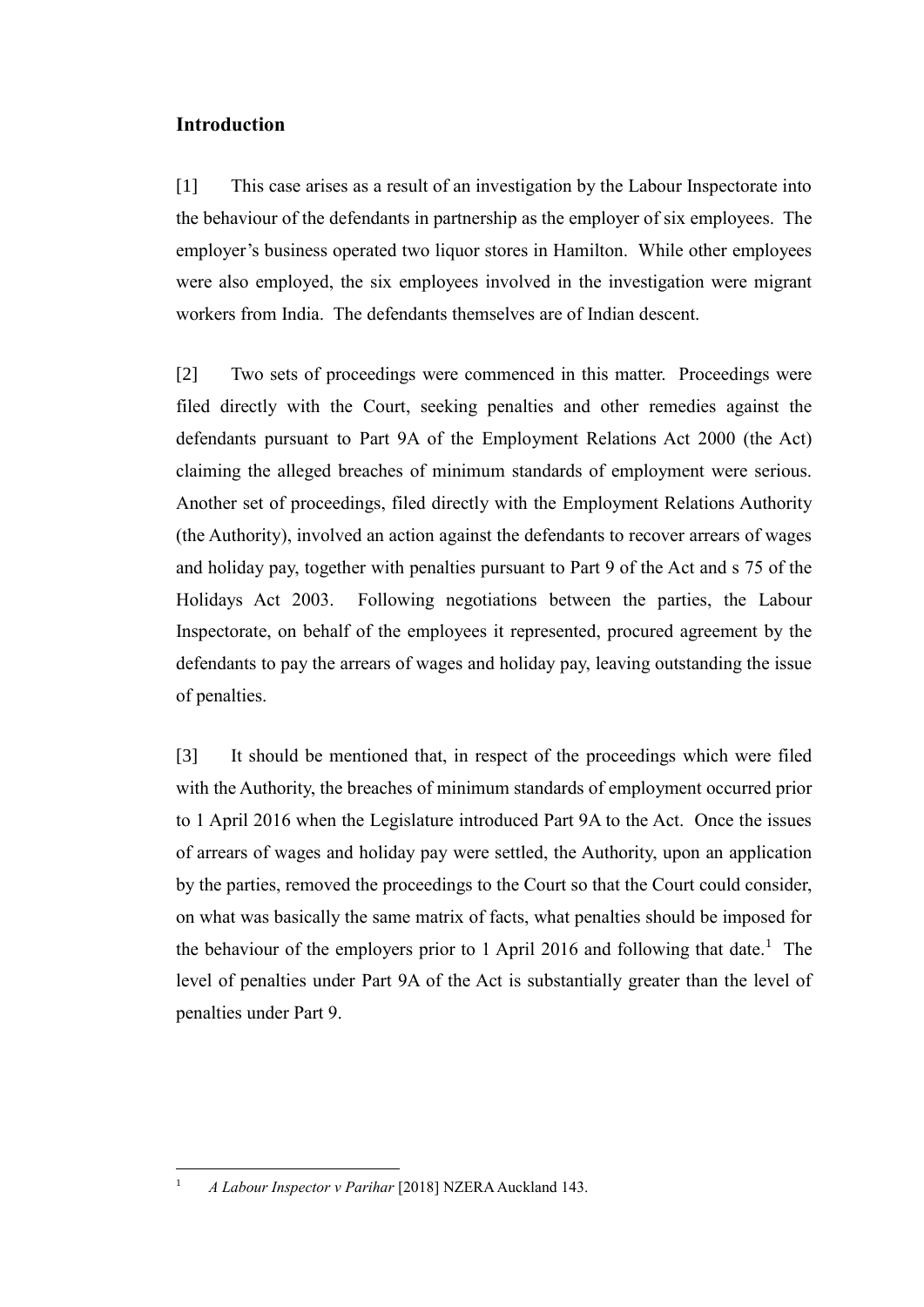## Introduction

[1] This case arises as a result of an investigation by the Labour Inspectorate into the behaviour of the defendants in partnership as the employer of six employees. The employer's business operated two liquor stores in Hamilton. While other employees were also employed, the six employees involved in the investigation were migrant workers from India. The defendants themselves are of Indian descent.

[2] Two sets of proceedings were commenced in this matter. Proceedings were filed directly with the Court, seeking penalties and other remedies against the defendants pursuant to Part 9A of the Employment Relations Act 2000 (the Act) claiming the alleged breaches of minimum standards of employment were serious. Another set of proceedings, filed directly with the Employment Relations Authority (the Authority), involved an action against the defendants to recover arrears of wages and holiday pay, together with penalties pursuant to Part 9 of the Act and s 75 of the Holidays Act 2003. Following negotiations between the parties, the Labour Inspectorate, on behalf of the employees it represented, procured agreement by the defendants to pay the arrears of wages and holiday pay, leaving outstanding the issue of penalties.

[3] It should be mentioned that, in respect of the proceedings which were filed with the Authority, the breaches of minimum standards of employment occurred prior to 1 April 2016 when the Legislature introduced Part 9A to the Act. Once the issues of arrears of wages and holiday pay were settled, the Authority, upon an application by the parties, removed the proceedings to the Court so that the Court could consider, on what was basically the same matrix of facts, what penalties should be imposed for the behaviour of the employers prior to 1 April 2016 and following that date.[1] The level of penalties under Part 9A of the Act is substantially greater than the level of penalties under Part 9.

[1] *A Labour Inspector v Parihar* [2018] NZERA Auckland 143.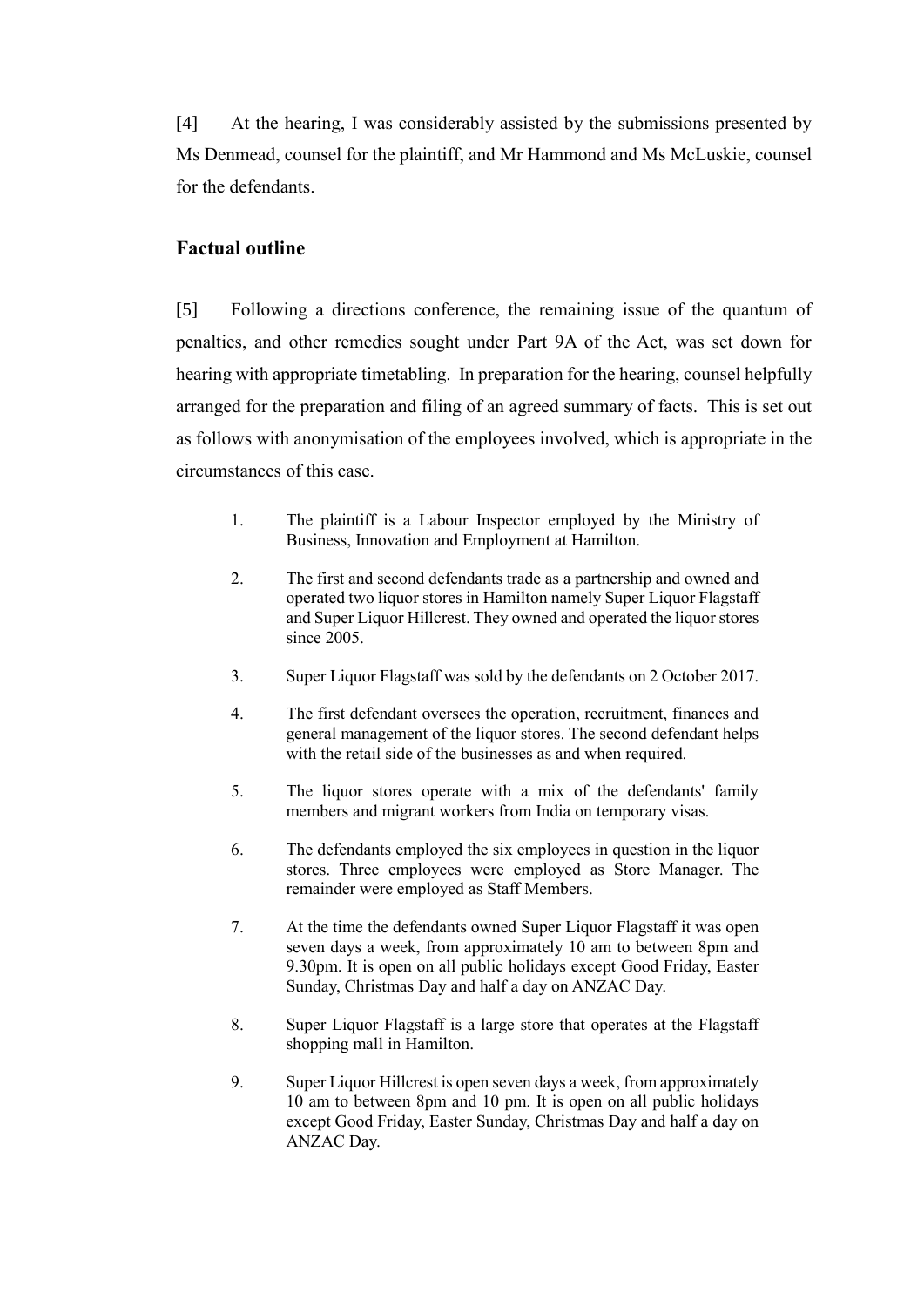[4] At the hearing, I was considerably assisted by the submissions presented by Ms Denmead, counsel for the plaintiff, and Mr Hammond and Ms McLuskie, counsel for the defendants.

## Factual outline

[5] Following a directions conference, the remaining issue of the quantum of penalties, and other remedies sought under Part 9A of the Act, was set down for hearing with appropriate timetabling. In preparation for the hearing, counsel helpfully arranged for the preparation and filing of an agreed summary of facts. This is set out as follows with anonymisation of the employees involved, which is appropriate in the circumstances of this case.

> 1. The plaintiff is a Labour Inspector employed by the Ministry of Business, Innovation and Employment at Hamilton.
>
> 2. The first and second defendants trade as a partnership and owned and operated two liquor stores in Hamilton namely Super Liquor Flagstaff and Super Liquor Hillcrest. They owned and operated the liquor stores since 2005.
>
> 3. Super Liquor Flagstaff was sold by the defendants on 2 October 2017.
>
> 4. The first defendant oversees the operation, recruitment, finances and general management of the liquor stores. The second defendant helps with the retail side of the businesses as and when required.
>
> 5. The liquor stores operate with a mix of the defendants' family members and migrant workers from India on temporary visas.
>
> 6. The defendants employed the six employees in question in the liquor stores. Three employees were employed as Store Manager. The remainder were employed as Staff Members.
>
> 7. At the time the defendants owned Super Liquor Flagstaff it was open seven days a week, from approximately 10 am to between 8pm and 9.30pm. It is open on all public holidays except Good Friday, Easter Sunday, Christmas Day and half a day on ANZAC Day.
>
> 8. Super Liquor Flagstaff is a large store that operates at the Flagstaff shopping mall in Hamilton.
>
> 9. Super Liquor Hillcrest is open seven days a week, from approximately 10 am to between 8pm and 10 pm. It is open on all public holidays except Good Friday, Easter Sunday, Christmas Day and half a day on ANZAC Day.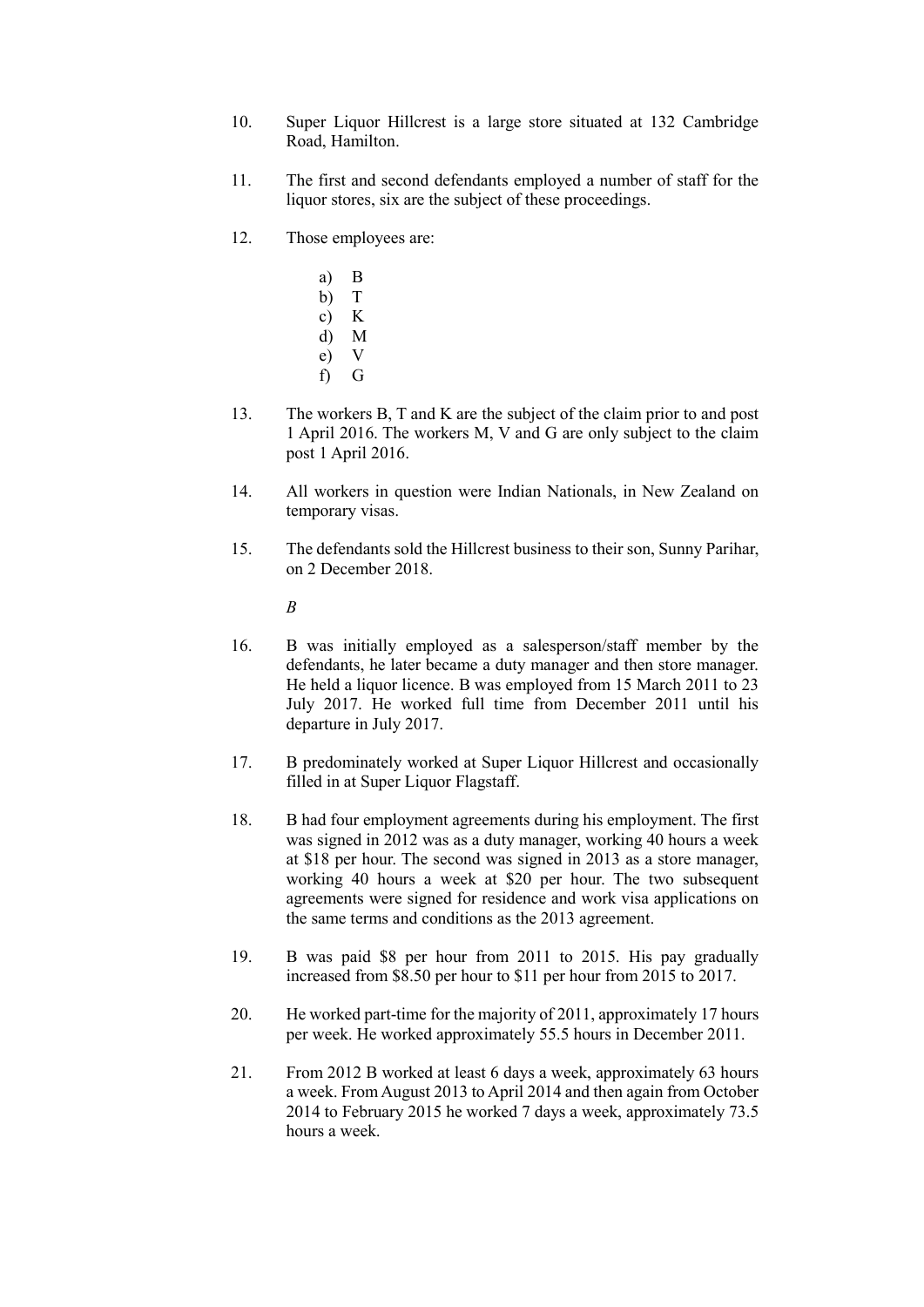10. Super Liquor Hillcrest is a large store situated at 132 Cambridge Road, Hamilton.

11. The first and second defendants employed a number of staff for the liquor stores, six are the subject of these proceedings.

12. Those employees are:

    a) B
    b) T
    c) K
    d) M
    e) V
    f) G

13. The workers B, T and K are the subject of the claim prior to and post 1 April 2016. The workers M, V and G are only subject to the claim post 1 April 2016.

14. All workers in question were Indian Nationals, in New Zealand on temporary visas.

15. The defendants sold the Hillcrest business to their son, Sunny Parihar, on 2 December 2018.

*B*

16. B was initially employed as a salesperson/staff member by the defendants, he later became a duty manager and then store manager. He held a liquor licence. B was employed from 15 March 2011 to 23 July 2017. He worked full time from December 2011 until his departure in July 2017.

17. B predominately worked at Super Liquor Hillcrest and occasionally filled in at Super Liquor Flagstaff.

18. B had four employment agreements during his employment. The first was signed in 2012 was as a duty manager, working 40 hours a week at $18 per hour. The second was signed in 2013 as a store manager, working 40 hours a week at $20 per hour. The two subsequent agreements were signed for residence and work visa applications on the same terms and conditions as the 2013 agreement.

19. B was paid $8 per hour from 2011 to 2015. His pay gradually increased from $8.50 per hour to $11 per hour from 2015 to 2017.

20. He worked part-time for the majority of 2011, approximately 17 hours per week. He worked approximately 55.5 hours in December 2011.

21. From 2012 B worked at least 6 days a week, approximately 63 hours a week. From August 2013 to April 2014 and then again from October 2014 to February 2015 he worked 7 days a week, approximately 73.5 hours a week.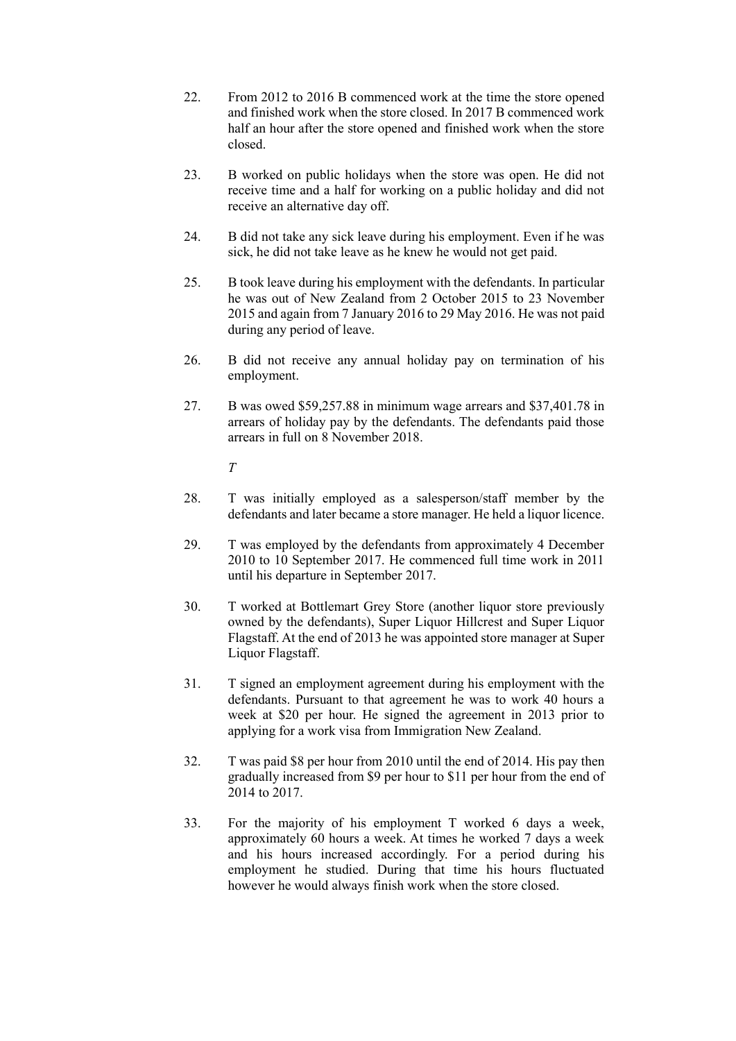22. From 2012 to 2016 B commenced work at the time the store opened and finished work when the store closed. In 2017 B commenced work half an hour after the store opened and finished work when the store closed.

23. B worked on public holidays when the store was open. He did not receive time and a half for working on a public holiday and did not receive an alternative day off.

24. B did not take any sick leave during his employment. Even if he was sick, he did not take leave as he knew he would not get paid.

25. B took leave during his employment with the defendants. In particular he was out of New Zealand from 2 October 2015 to 23 November 2015 and again from 7 January 2016 to 29 May 2016. He was not paid during any period of leave.

26. B did not receive any annual holiday pay on termination of his employment.

27. B was owed $59,257.88 in minimum wage arrears and $37,401.78 in arrears of holiday pay by the defendants. The defendants paid those arrears in full on 8 November 2018.

*T*

28. T was initially employed as a salesperson/staff member by the defendants and later became a store manager. He held a liquor licence.

29. T was employed by the defendants from approximately 4 December 2010 to 10 September 2017. He commenced full time work in 2011 until his departure in September 2017.

30. T worked at Bottlemart Grey Store (another liquor store previously owned by the defendants), Super Liquor Hillcrest and Super Liquor Flagstaff. At the end of 2013 he was appointed store manager at Super Liquor Flagstaff.

31. T signed an employment agreement during his employment with the defendants. Pursuant to that agreement he was to work 40 hours a week at $20 per hour. He signed the agreement in 2013 prior to applying for a work visa from Immigration New Zealand.

32. T was paid $8 per hour from 2010 until the end of 2014. His pay then gradually increased from $9 per hour to $11 per hour from the end of 2014 to 2017.

33. For the majority of his employment T worked 6 days a week, approximately 60 hours a week. At times he worked 7 days a week and his hours increased accordingly. For a period during his employment he studied. During that time his hours fluctuated however he would always finish work when the store closed.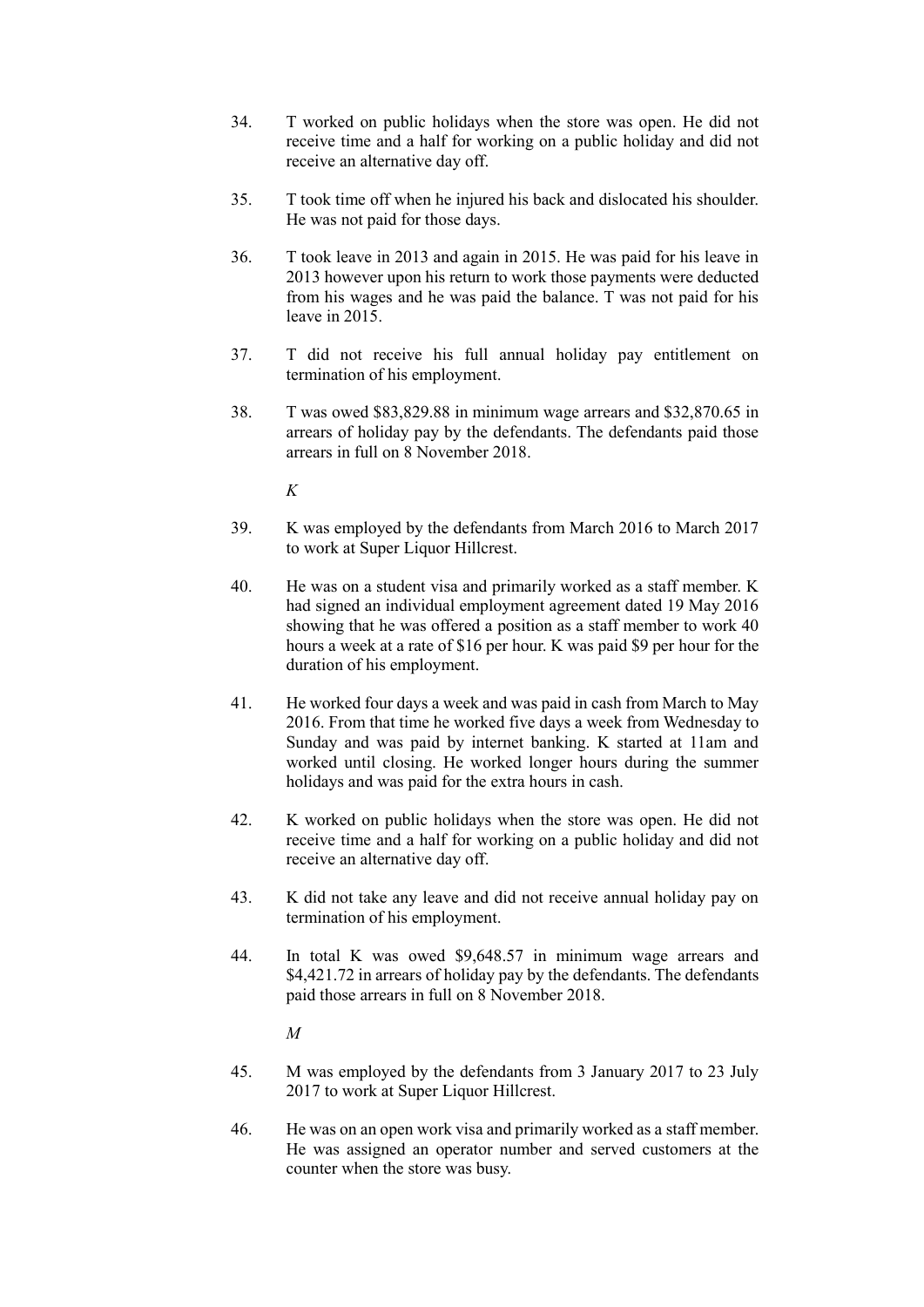34. T worked on public holidays when the store was open. He did not receive time and a half for working on a public holiday and did not receive an alternative day off.

35. T took time off when he injured his back and dislocated his shoulder. He was not paid for those days.

36. T took leave in 2013 and again in 2015. He was paid for his leave in 2013 however upon his return to work those payments were deducted from his wages and he was paid the balance. T was not paid for his leave in 2015.

37. T did not receive his full annual holiday pay entitlement on termination of his employment.

38. T was owed $83,829.88 in minimum wage arrears and $32,870.65 in arrears of holiday pay by the defendants. The defendants paid those arrears in full on 8 November 2018.

*K*

39. K was employed by the defendants from March 2016 to March 2017 to work at Super Liquor Hillcrest.

40. He was on a student visa and primarily worked as a staff member. K had signed an individual employment agreement dated 19 May 2016 showing that he was offered a position as a staff member to work 40 hours a week at a rate of $16 per hour. K was paid $9 per hour for the duration of his employment.

41. He worked four days a week and was paid in cash from March to May 2016. From that time he worked five days a week from Wednesday to Sunday and was paid by internet banking. K started at 11am and worked until closing. He worked longer hours during the summer holidays and was paid for the extra hours in cash.

42. K worked on public holidays when the store was open. He did not receive time and a half for working on a public holiday and did not receive an alternative day off.

43. K did not take any leave and did not receive annual holiday pay on termination of his employment.

44. In total K was owed $9,648.57 in minimum wage arrears and $4,421.72 in arrears of holiday pay by the defendants. The defendants paid those arrears in full on 8 November 2018.

*M*

45. M was employed by the defendants from 3 January 2017 to 23 July 2017 to work at Super Liquor Hillcrest.

46. He was on an open work visa and primarily worked as a staff member. He was assigned an operator number and served customers at the counter when the store was busy.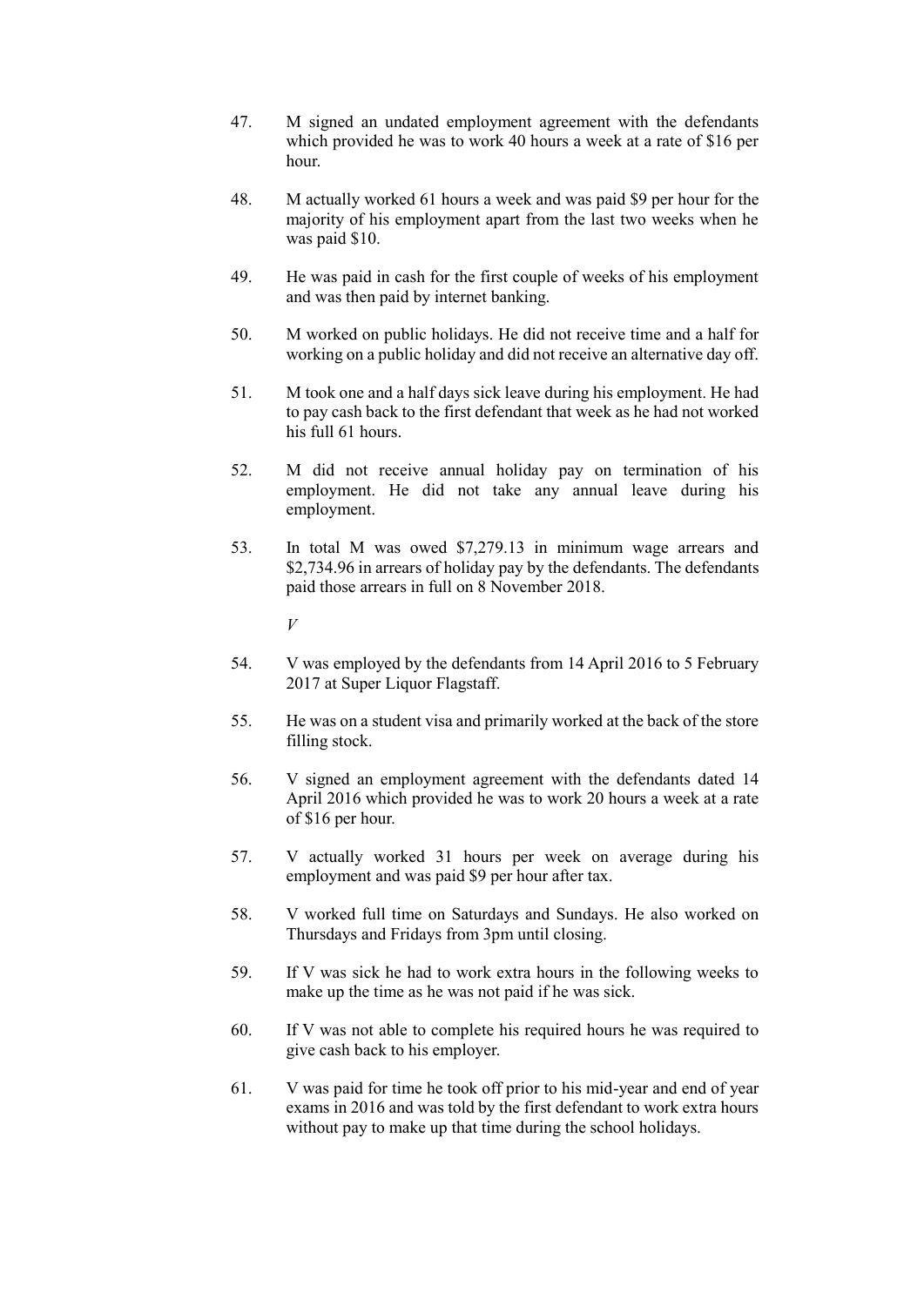47. M signed an undated employment agreement with the defendants which provided he was to work 40 hours a week at a rate of $16 per hour.

48. M actually worked 61 hours a week and was paid $9 per hour for the majority of his employment apart from the last two weeks when he was paid $10.

49. He was paid in cash for the first couple of weeks of his employment and was then paid by internet banking.

50. M worked on public holidays. He did not receive time and a half for working on a public holiday and did not receive an alternative day off.

51. M took one and a half days sick leave during his employment. He had to pay cash back to the first defendant that week as he had not worked his full 61 hours.

52. M did not receive annual holiday pay on termination of his employment. He did not take any annual leave during his employment.

53. In total M was owed $7,279.13 in minimum wage arrears and $2,734.96 in arrears of holiday pay by the defendants. The defendants paid those arrears in full on 8 November 2018.

*V*

54. V was employed by the defendants from 14 April 2016 to 5 February 2017 at Super Liquor Flagstaff.

55. He was on a student visa and primarily worked at the back of the store filling stock.

56. V signed an employment agreement with the defendants dated 14 April 2016 which provided he was to work 20 hours a week at a rate of $16 per hour.

57. V actually worked 31 hours per week on average during his employment and was paid $9 per hour after tax.

58. V worked full time on Saturdays and Sundays. He also worked on Thursdays and Fridays from 3pm until closing.

59. If V was sick he had to work extra hours in the following weeks to make up the time as he was not paid if he was sick.

60. If V was not able to complete his required hours he was required to give cash back to his employer.

61. V was paid for time he took off prior to his mid-year and end of year exams in 2016 and was told by the first defendant to work extra hours without pay to make up that time during the school holidays.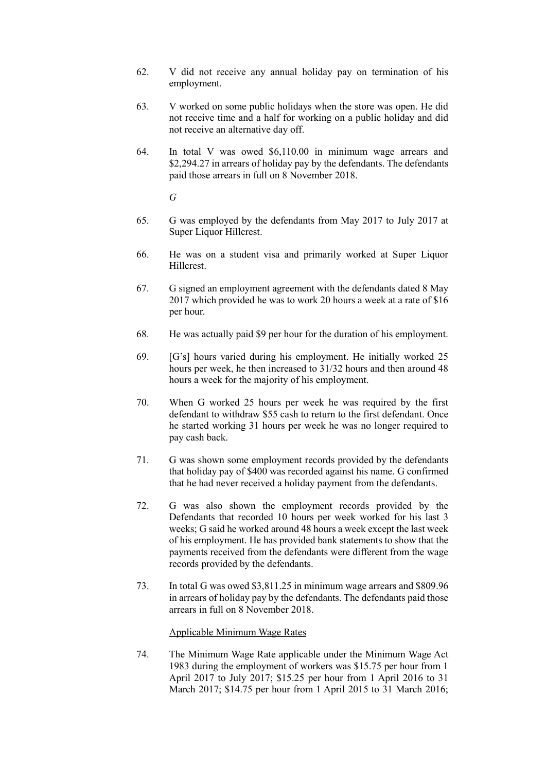62. V did not receive any annual holiday pay on termination of his employment.

63. V worked on some public holidays when the store was open. He did not receive time and a half for working on a public holiday and did not receive an alternative day off.

64. In total V was owed $6,110.00 in minimum wage arrears and $2,294.27 in arrears of holiday pay by the defendants. The defendants paid those arrears in full on 8 November 2018.

*G*

65. G was employed by the defendants from May 2017 to July 2017 at Super Liquor Hillcrest.

66. He was on a student visa and primarily worked at Super Liquor Hillcrest.

67. G signed an employment agreement with the defendants dated 8 May 2017 which provided he was to work 20 hours a week at a rate of $16 per hour.

68. He was actually paid $9 per hour for the duration of his employment.

69. [G's] hours varied during his employment. He initially worked 25 hours per week, he then increased to 31/32 hours and then around 48 hours a week for the majority of his employment.

70. When G worked 25 hours per week he was required by the first defendant to withdraw $55 cash to return to the first defendant. Once he started working 31 hours per week he was no longer required to pay cash back.

71. G was shown some employment records provided by the defendants that holiday pay of $400 was recorded against his name. G confirmed that he had never received a holiday payment from the defendants.

72. G was also shown the employment records provided by the Defendants that recorded 10 hours per week worked for his last 3 weeks; G said he worked around 48 hours a week except the last week of his employment. He has provided bank statements to show that the payments received from the defendants were different from the wage records provided by the defendants.

73. In total G was owed $3,811.25 in minimum wage arrears and $809.96 in arrears of holiday pay by the defendants. The defendants paid those arrears in full on 8 November 2018.

<u>Applicable Minimum Wage Rates</u>

74. The Minimum Wage Rate applicable under the Minimum Wage Act 1983 during the employment of workers was $15.75 per hour from 1 April 2017 to July 2017; $15.25 per hour from 1 April 2016 to 31 March 2017; $14.75 per hour from 1 April 2015 to 31 March 2016;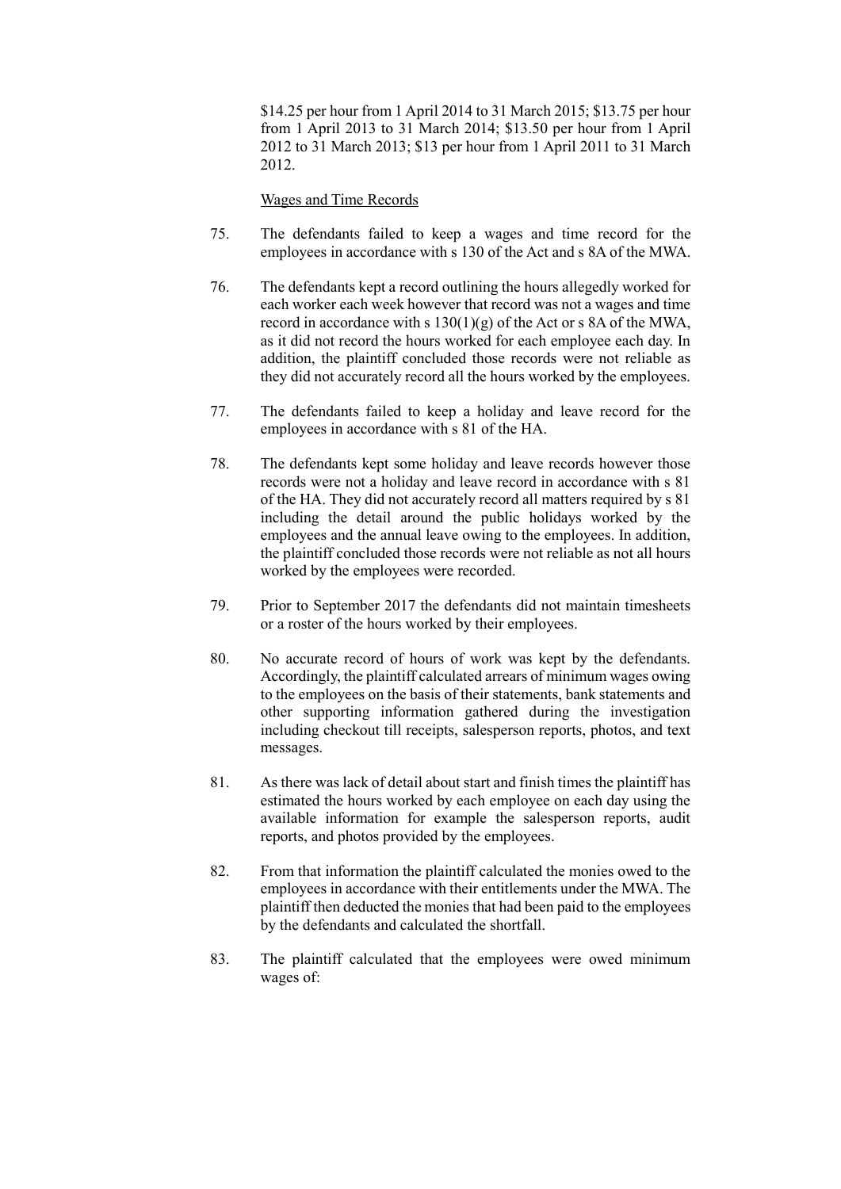$14.25 per hour from 1 April 2014 to 31 March 2015; $13.75 per hour from 1 April 2013 to 31 March 2014; $13.50 per hour from 1 April 2012 to 31 March 2013; $13 per hour from 1 April 2011 to 31 March 2012.

Wages and Time Records

75. The defendants failed to keep a wages and time record for the employees in accordance with s 130 of the Act and s 8A of the MWA.

76. The defendants kept a record outlining the hours allegedly worked for each worker each week however that record was not a wages and time record in accordance with s 130(1)(g) of the Act or s 8A of the MWA, as it did not record the hours worked for each employee each day. In addition, the plaintiff concluded those records were not reliable as they did not accurately record all the hours worked by the employees.

77. The defendants failed to keep a holiday and leave record for the employees in accordance with s 81 of the HA.

78. The defendants kept some holiday and leave records however those records were not a holiday and leave record in accordance with s 81 of the HA. They did not accurately record all matters required by s 81 including the detail around the public holidays worked by the employees and the annual leave owing to the employees. In addition, the plaintiff concluded those records were not reliable as not all hours worked by the employees were recorded.

79. Prior to September 2017 the defendants did not maintain timesheets or a roster of the hours worked by their employees.

80. No accurate record of hours of work was kept by the defendants. Accordingly, the plaintiff calculated arrears of minimum wages owing to the employees on the basis of their statements, bank statements and other supporting information gathered during the investigation including checkout till receipts, salesperson reports, photos, and text messages.

81. As there was lack of detail about start and finish times the plaintiff has estimated the hours worked by each employee on each day using the available information for example the salesperson reports, audit reports, and photos provided by the employees.

82. From that information the plaintiff calculated the monies owed to the employees in accordance with their entitlements under the MWA. The plaintiff then deducted the monies that had been paid to the employees by the defendants and calculated the shortfall.

83. The plaintiff calculated that the employees were owed minimum wages of: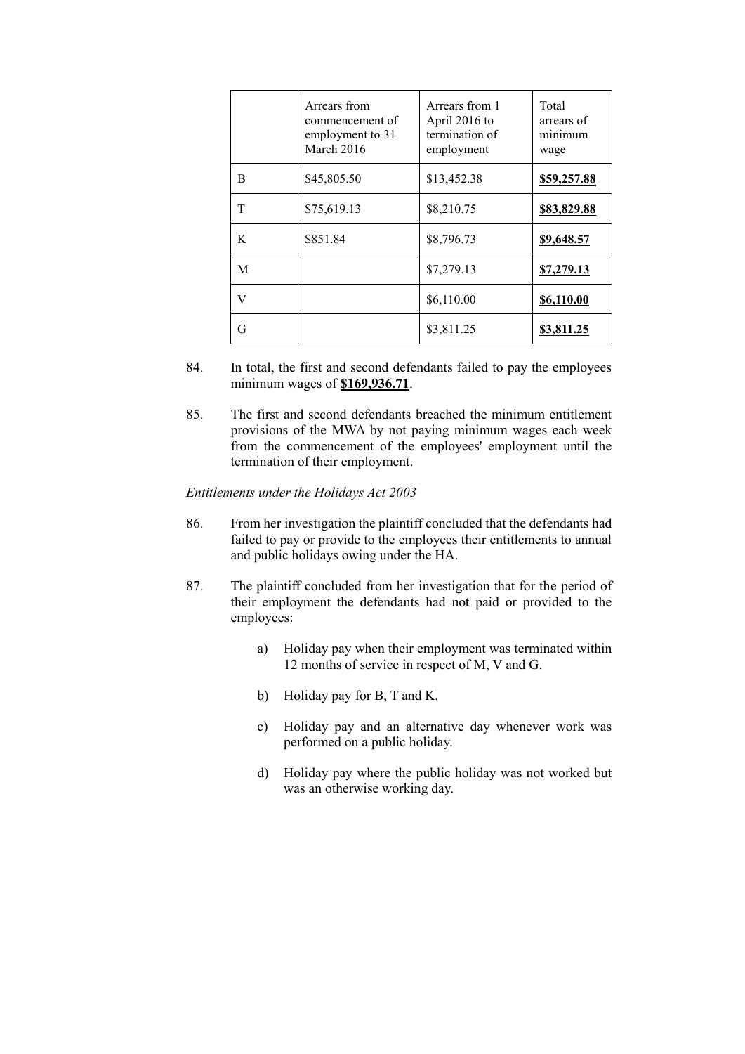| | Arrears from commencement of employment to 31 March 2016 | Arrears from 1 April 2016 to termination of employment | Total arrears of minimum wage |
|---|---|---|---|
| B | $45,805.50 | $13,452.38 | **$59,257.88** |
| T | $75,619.13 | $8,210.75 | **$83,829.88** |
| K | $851.84 | $8,796.73 | **$9,648.57** |
| M | | $7,279.13 | **$7,279.13** |
| V | | $6,110.00 | **$6,110.00** |
| G | | $3,811.25 | **$3,811.25** |

84. In total, the first and second defendants failed to pay the employees minimum wages of **$169,936.71**.

85. The first and second defendants breached the minimum entitlement provisions of the MWA by not paying minimum wages each week from the commencement of the employees' employment until the termination of their employment.

*Entitlements under the Holidays Act 2003*

86. From her investigation the plaintiff concluded that the defendants had failed to pay or provide to the employees their entitlements to annual and public holidays owing under the HA.

87. The plaintiff concluded from her investigation that for the period of their employment the defendants had not paid or provided to the employees:

    a) Holiday pay when their employment was terminated within 12 months of service in respect of M, V and G.

    b) Holiday pay for B, T and K.

    c) Holiday pay and an alternative day whenever work was performed on a public holiday.

    d) Holiday pay where the public holiday was not worked but was an otherwise working day.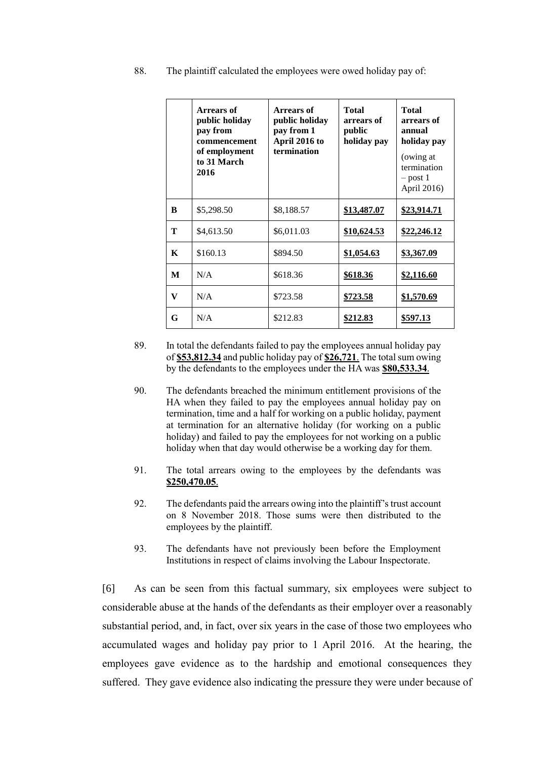88. The plaintiff calculated the employees were owed holiday pay of:

| | **Arrears of public holiday pay from commencement of employment to 31 March 2016** | **Arrears of public holiday pay from 1 April 2016 to termination** | **Total arrears of public holiday pay** | **Total arrears of annual holiday pay** (owing at termination – post 1 April 2016) |
|---|---|---|---|---|
| **B** | \$5,298.50 | \$8,188.57 | **\$13,487.07** | **\$23,914.71** |
| **T** | \$4,613.50 | \$6,011.03 | **\$10,624.53** | **\$22,246.12** |
| **K** | \$160.13 | \$894.50 | **\$1,054.63** | **\$3,367.09** |
| **M** | N/A | \$618.36 | **\$618.36** | **\$2,116.60** |
| **V** | N/A | \$723.58 | **\$723.58** | **\$1,570.69** |
| **G** | N/A | \$212.83 | **\$212.83** | **\$597.13** |

89. In total the defendants failed to pay the employees annual holiday pay of **\$53,812.34** and public holiday pay of **\$26,721**. The total sum owing by the defendants to the employees under the HA was **\$80,533.34**.

90. The defendants breached the minimum entitlement provisions of the HA when they failed to pay the employees annual holiday pay on termination, time and a half for working on a public holiday, payment at termination for an alternative holiday (for working on a public holiday) and failed to pay the employees for not working on a public holiday when that day would otherwise be a working day for them.

91. The total arrears owing to the employees by the defendants was **\$250,470.05**.

92. The defendants paid the arrears owing into the plaintiff's trust account on 8 November 2018. Those sums were then distributed to the employees by the plaintiff.

93. The defendants have not previously been before the Employment Institutions in respect of claims involving the Labour Inspectorate.

[6] As can be seen from this factual summary, six employees were subject to considerable abuse at the hands of the defendants as their employer over a reasonably substantial period, and, in fact, over six years in the case of those two employees who accumulated wages and holiday pay prior to 1 April 2016. At the hearing, the employees gave evidence as to the hardship and emotional consequences they suffered. They gave evidence also indicating the pressure they were under because of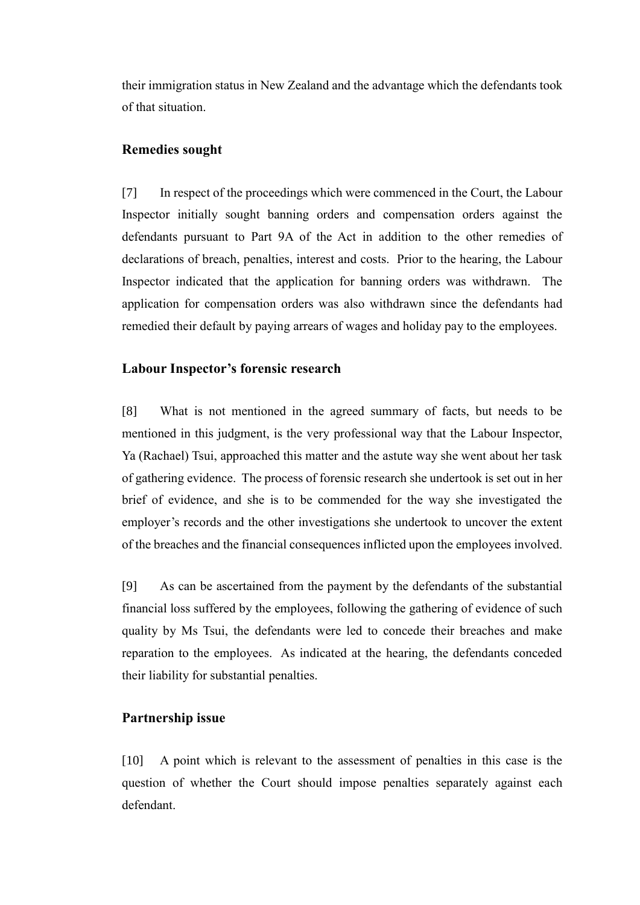their immigration status in New Zealand and the advantage which the defendants took of that situation.

## Remedies sought

[7] In respect of the proceedings which were commenced in the Court, the Labour Inspector initially sought banning orders and compensation orders against the defendants pursuant to Part 9A of the Act in addition to the other remedies of declarations of breach, penalties, interest and costs. Prior to the hearing, the Labour Inspector indicated that the application for banning orders was withdrawn. The application for compensation orders was also withdrawn since the defendants had remedied their default by paying arrears of wages and holiday pay to the employees.

## Labour Inspector's forensic research

[8] What is not mentioned in the agreed summary of facts, but needs to be mentioned in this judgment, is the very professional way that the Labour Inspector, Ya (Rachael) Tsui, approached this matter and the astute way she went about her task of gathering evidence. The process of forensic research she undertook is set out in her brief of evidence, and she is to be commended for the way she investigated the employer's records and the other investigations she undertook to uncover the extent of the breaches and the financial consequences inflicted upon the employees involved.

[9] As can be ascertained from the payment by the defendants of the substantial financial loss suffered by the employees, following the gathering of evidence of such quality by Ms Tsui, the defendants were led to concede their breaches and make reparation to the employees. As indicated at the hearing, the defendants conceded their liability for substantial penalties.

## Partnership issue

[10] A point which is relevant to the assessment of penalties in this case is the question of whether the Court should impose penalties separately against each defendant.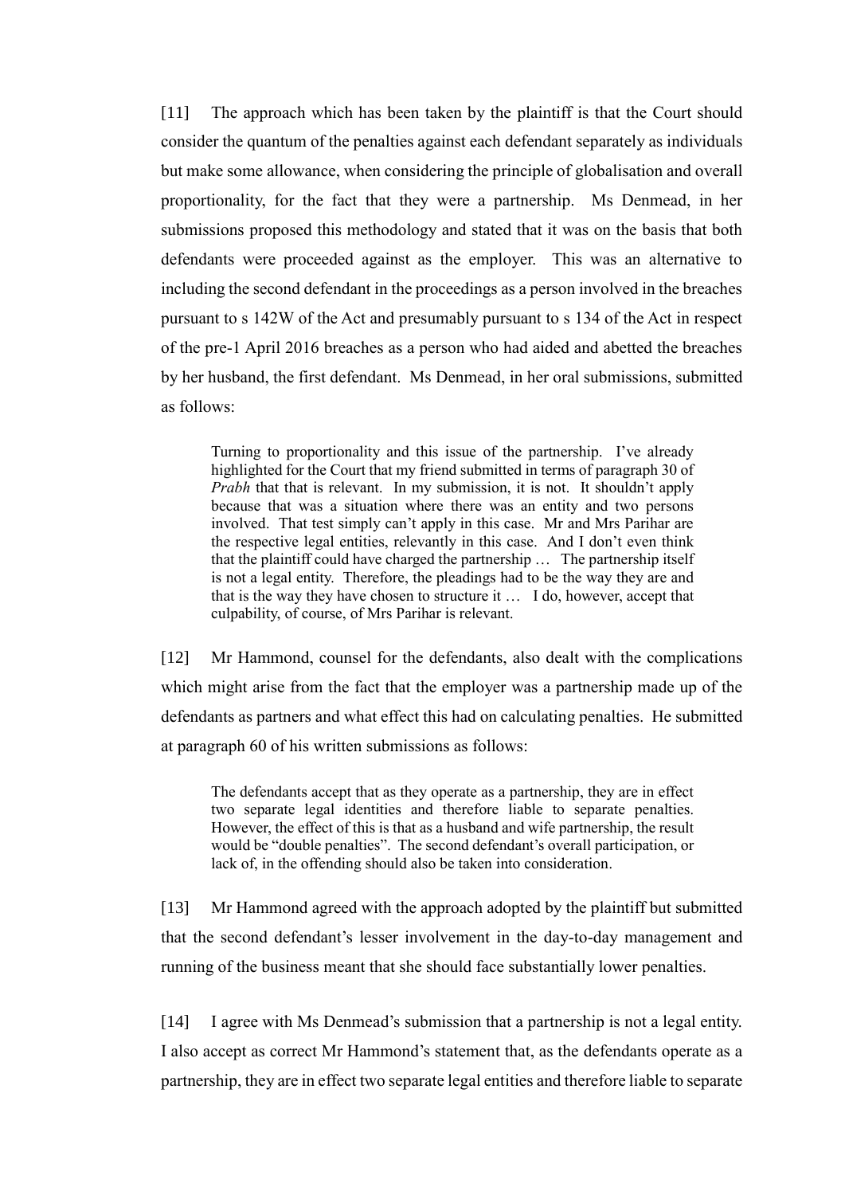[11] The approach which has been taken by the plaintiff is that the Court should consider the quantum of the penalties against each defendant separately as individuals but make some allowance, when considering the principle of globalisation and overall proportionality, for the fact that they were a partnership. Ms Denmead, in her submissions proposed this methodology and stated that it was on the basis that both defendants were proceeded against as the employer. This was an alternative to including the second defendant in the proceedings as a person involved in the breaches pursuant to s 142W of the Act and presumably pursuant to s 134 of the Act in respect of the pre-1 April 2016 breaches as a person who had aided and abetted the breaches by her husband, the first defendant. Ms Denmead, in her oral submissions, submitted as follows:

> Turning to proportionality and this issue of the partnership. I've already highlighted for the Court that my friend submitted in terms of paragraph 30 of *Prabh* that that is relevant. In my submission, it is not. It shouldn't apply because that was a situation where there was an entity and two persons involved. That test simply can't apply in this case. Mr and Mrs Parihar are the respective legal entities, relevantly in this case. And I don't even think that the plaintiff could have charged the partnership … The partnership itself is not a legal entity. Therefore, the pleadings had to be the way they are and that is the way they have chosen to structure it … I do, however, accept that culpability, of course, of Mrs Parihar is relevant.

[12] Mr Hammond, counsel for the defendants, also dealt with the complications which might arise from the fact that the employer was a partnership made up of the defendants as partners and what effect this had on calculating penalties. He submitted at paragraph 60 of his written submissions as follows:

> The defendants accept that as they operate as a partnership, they are in effect two separate legal identities and therefore liable to separate penalties. However, the effect of this is that as a husband and wife partnership, the result would be "double penalties". The second defendant's overall participation, or lack of, in the offending should also be taken into consideration.

[13] Mr Hammond agreed with the approach adopted by the plaintiff but submitted that the second defendant's lesser involvement in the day-to-day management and running of the business meant that she should face substantially lower penalties.

[14] I agree with Ms Denmead's submission that a partnership is not a legal entity. I also accept as correct Mr Hammond's statement that, as the defendants operate as a partnership, they are in effect two separate legal entities and therefore liable to separate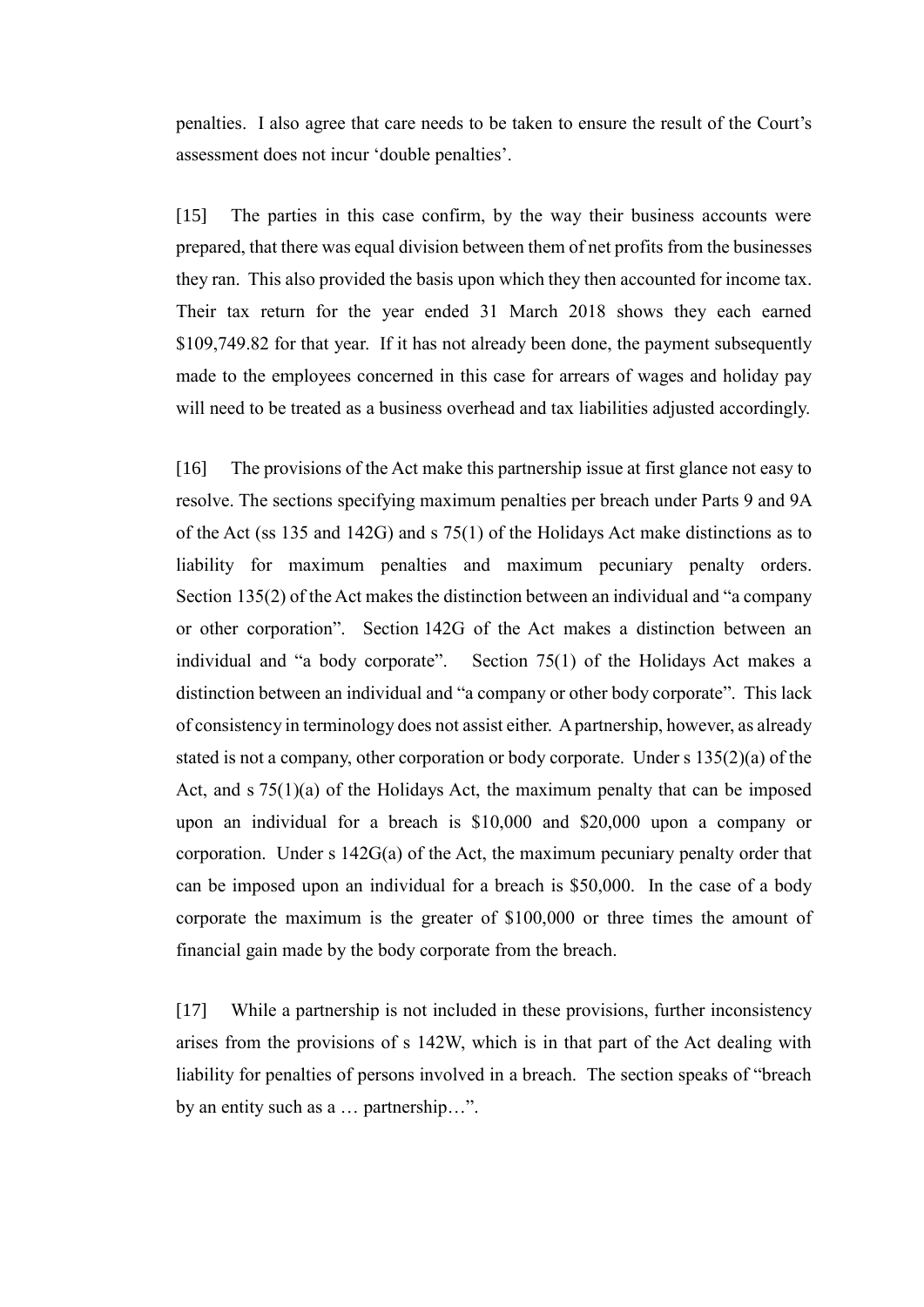penalties. I also agree that care needs to be taken to ensure the result of the Court's assessment does not incur 'double penalties'.

[15] The parties in this case confirm, by the way their business accounts were prepared, that there was equal division between them of net profits from the businesses they ran. This also provided the basis upon which they then accounted for income tax. Their tax return for the year ended 31 March 2018 shows they each earned $109,749.82 for that year. If it has not already been done, the payment subsequently made to the employees concerned in this case for arrears of wages and holiday pay will need to be treated as a business overhead and tax liabilities adjusted accordingly.

[16] The provisions of the Act make this partnership issue at first glance not easy to resolve. The sections specifying maximum penalties per breach under Parts 9 and 9A of the Act (ss 135 and 142G) and s 75(1) of the Holidays Act make distinctions as to liability for maximum penalties and maximum pecuniary penalty orders. Section 135(2) of the Act makes the distinction between an individual and "a company or other corporation". Section 142G of the Act makes a distinction between an individual and "a body corporate". Section 75(1) of the Holidays Act makes a distinction between an individual and "a company or other body corporate". This lack of consistency in terminology does not assist either. A partnership, however, as already stated is not a company, other corporation or body corporate. Under s 135(2)(a) of the Act, and s 75(1)(a) of the Holidays Act, the maximum penalty that can be imposed upon an individual for a breach is $10,000 and $20,000 upon a company or corporation. Under s 142G(a) of the Act, the maximum pecuniary penalty order that can be imposed upon an individual for a breach is $50,000. In the case of a body corporate the maximum is the greater of $100,000 or three times the amount of financial gain made by the body corporate from the breach.

[17] While a partnership is not included in these provisions, further inconsistency arises from the provisions of s 142W, which is in that part of the Act dealing with liability for penalties of persons involved in a breach. The section speaks of "breach by an entity such as a … partnership…".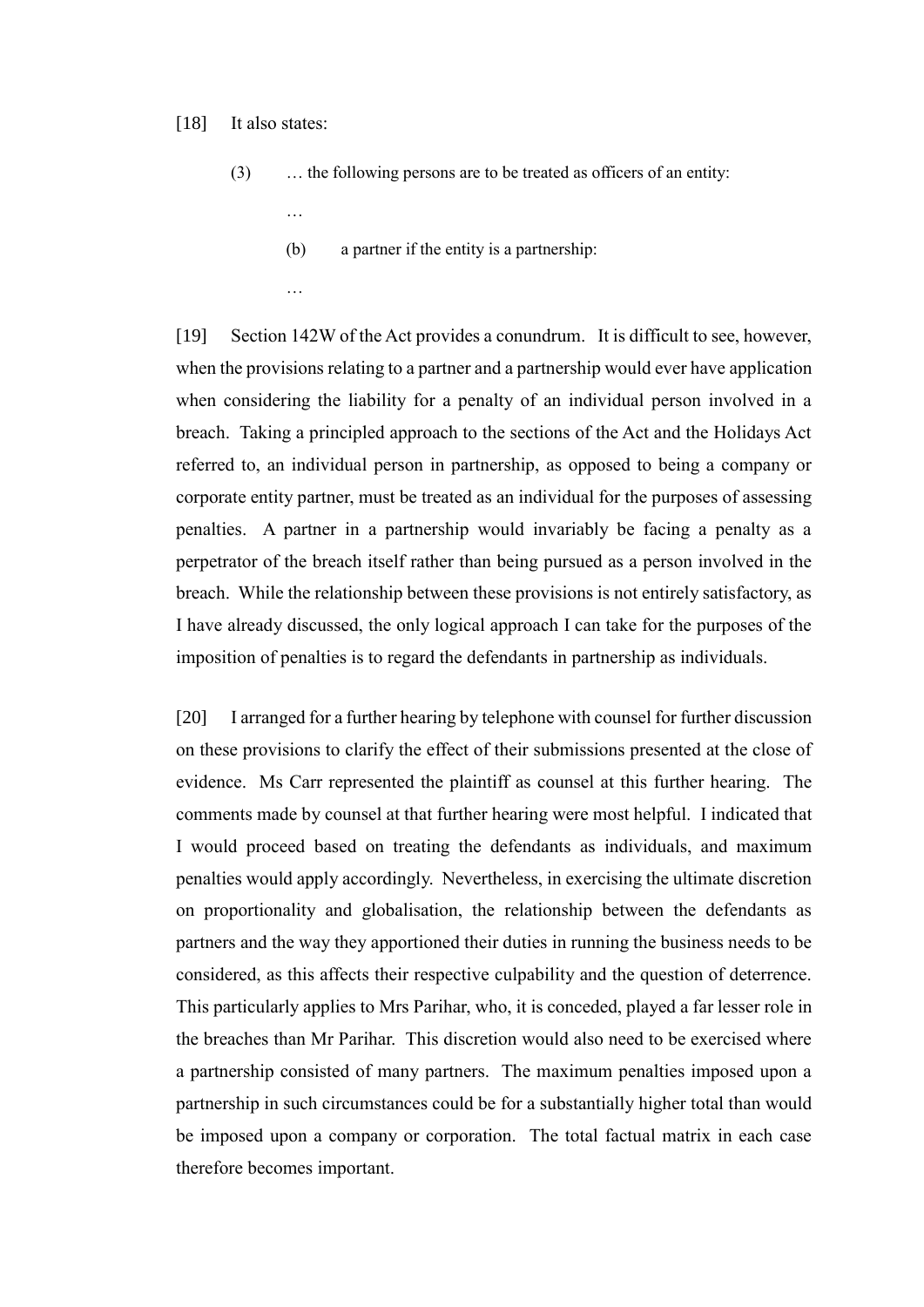[18] It also states:

> (3) … the following persons are to be treated as officers of an entity:
>
> …
>
> (b) a partner if the entity is a partnership:
>
> …

[19] Section 142W of the Act provides a conundrum. It is difficult to see, however, when the provisions relating to a partner and a partnership would ever have application when considering the liability for a penalty of an individual person involved in a breach. Taking a principled approach to the sections of the Act and the Holidays Act referred to, an individual person in partnership, as opposed to being a company or corporate entity partner, must be treated as an individual for the purposes of assessing penalties. A partner in a partnership would invariably be facing a penalty as a perpetrator of the breach itself rather than being pursued as a person involved in the breach. While the relationship between these provisions is not entirely satisfactory, as I have already discussed, the only logical approach I can take for the purposes of the imposition of penalties is to regard the defendants in partnership as individuals.

[20] I arranged for a further hearing by telephone with counsel for further discussion on these provisions to clarify the effect of their submissions presented at the close of evidence. Ms Carr represented the plaintiff as counsel at this further hearing. The comments made by counsel at that further hearing were most helpful. I indicated that I would proceed based on treating the defendants as individuals, and maximum penalties would apply accordingly. Nevertheless, in exercising the ultimate discretion on proportionality and globalisation, the relationship between the defendants as partners and the way they apportioned their duties in running the business needs to be considered, as this affects their respective culpability and the question of deterrence. This particularly applies to Mrs Parihar, who, it is conceded, played a far lesser role in the breaches than Mr Parihar. This discretion would also need to be exercised where a partnership consisted of many partners. The maximum penalties imposed upon a partnership in such circumstances could be for a substantially higher total than would be imposed upon a company or corporation. The total factual matrix in each case therefore becomes important.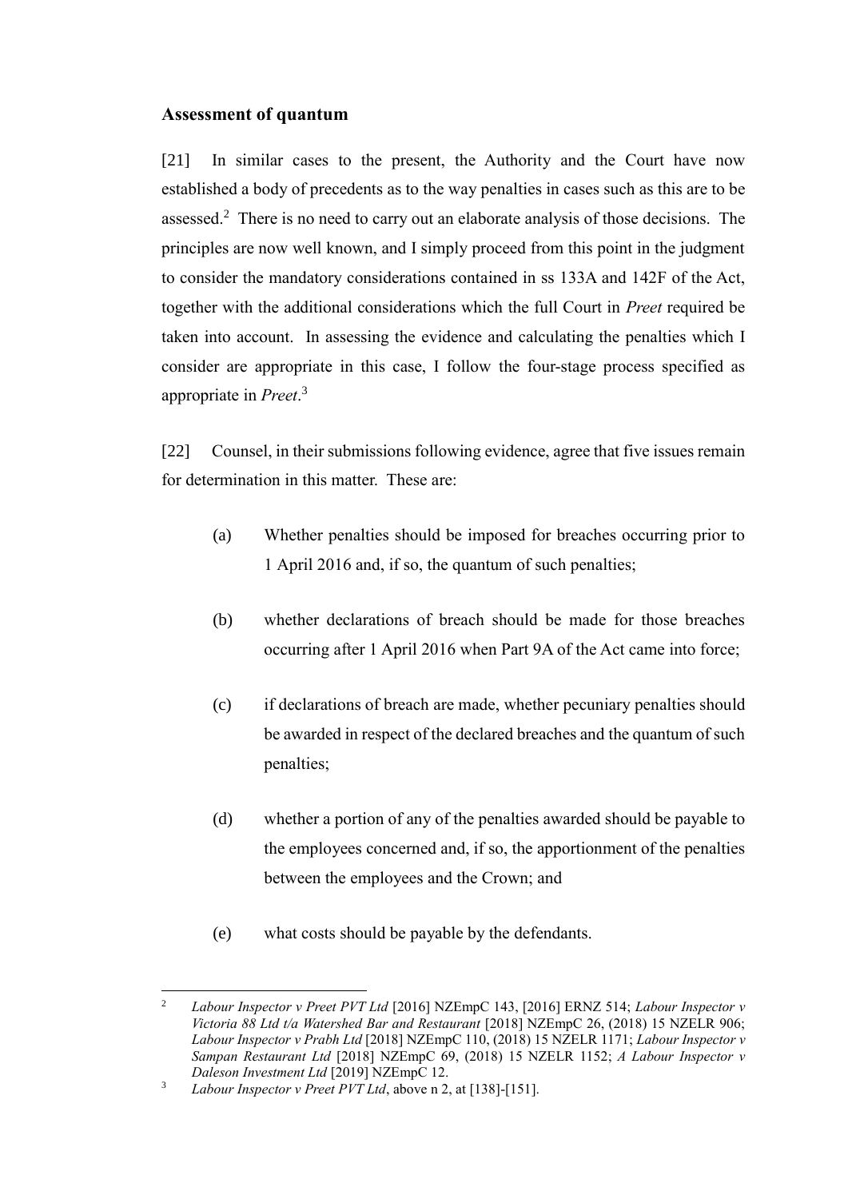## Assessment of quantum

[21] In similar cases to the present, the Authority and the Court have now established a body of precedents as to the way penalties in cases such as this are to be assessed.[2] There is no need to carry out an elaborate analysis of those decisions. The principles are now well known, and I simply proceed from this point in the judgment to consider the mandatory considerations contained in ss 133A and 142F of the Act, together with the additional considerations which the full Court in *Preet* required be taken into account. In assessing the evidence and calculating the penalties which I consider are appropriate in this case, I follow the four-stage process specified as appropriate in *Preet*.[3]

[22] Counsel, in their submissions following evidence, agree that five issues remain for determination in this matter. These are:

(a) Whether penalties should be imposed for breaches occurring prior to 1 April 2016 and, if so, the quantum of such penalties;

(b) whether declarations of breach should be made for those breaches occurring after 1 April 2016 when Part 9A of the Act came into force;

(c) if declarations of breach are made, whether pecuniary penalties should be awarded in respect of the declared breaches and the quantum of such penalties;

(d) whether a portion of any of the penalties awarded should be payable to the employees concerned and, if so, the apportionment of the penalties between the employees and the Crown; and

(e) what costs should be payable by the defendants.

---

[2] *Labour Inspector v Preet PVT Ltd* [2016] NZEmpC 143, [2016] ERNZ 514; *Labour Inspector v Victoria 88 Ltd t/a Watershed Bar and Restaurant* [2018] NZEmpC 26, (2018) 15 NZELR 906; *Labour Inspector v Prabh Ltd* [2018] NZEmpC 110, (2018) 15 NZELR 1171; *Labour Inspector v Sampan Restaurant Ltd* [2018] NZEmpC 69, (2018) 15 NZELR 1152; *A Labour Inspector v Daleson Investment Ltd* [2019] NZEmpC 12.

[3] *Labour Inspector v Preet PVT Ltd*, above n 2, at [138]-[151].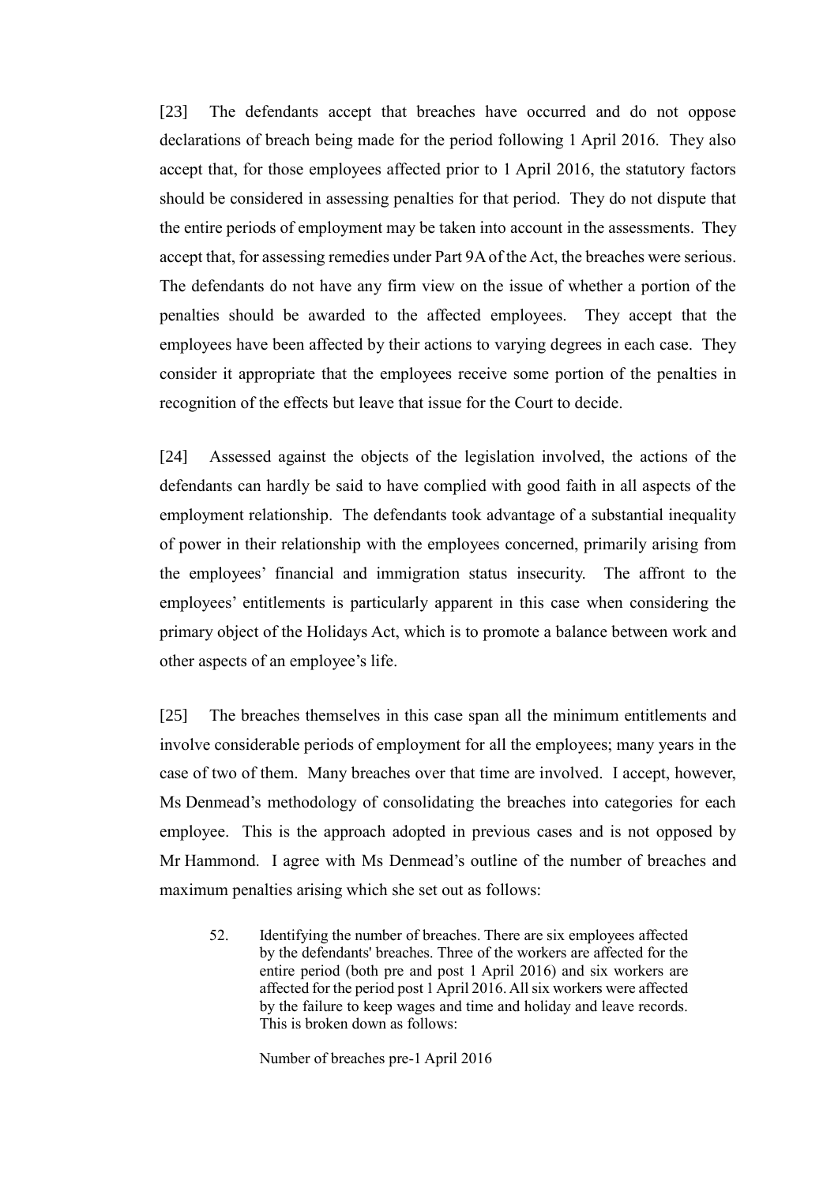[23] The defendants accept that breaches have occurred and do not oppose declarations of breach being made for the period following 1 April 2016. They also accept that, for those employees affected prior to 1 April 2016, the statutory factors should be considered in assessing penalties for that period. They do not dispute that the entire periods of employment may be taken into account in the assessments. They accept that, for assessing remedies under Part 9A of the Act, the breaches were serious. The defendants do not have any firm view on the issue of whether a portion of the penalties should be awarded to the affected employees. They accept that the employees have been affected by their actions to varying degrees in each case. They consider it appropriate that the employees receive some portion of the penalties in recognition of the effects but leave that issue for the Court to decide.

[24] Assessed against the objects of the legislation involved, the actions of the defendants can hardly be said to have complied with good faith in all aspects of the employment relationship. The defendants took advantage of a substantial inequality of power in their relationship with the employees concerned, primarily arising from the employees' financial and immigration status insecurity. The affront to the employees' entitlements is particularly apparent in this case when considering the primary object of the Holidays Act, which is to promote a balance between work and other aspects of an employee's life.

[25] The breaches themselves in this case span all the minimum entitlements and involve considerable periods of employment for all the employees; many years in the case of two of them. Many breaches over that time are involved. I accept, however, Ms Denmead's methodology of consolidating the breaches into categories for each employee. This is the approach adopted in previous cases and is not opposed by Mr Hammond. I agree with Ms Denmead's outline of the number of breaches and maximum penalties arising which she set out as follows:

> 52. Identifying the number of breaches. There are six employees affected by the defendants' breaches. Three of the workers are affected for the entire period (both pre and post 1 April 2016) and six workers are affected for the period post 1 April 2016. All six workers were affected by the failure to keep wages and time and holiday and leave records. This is broken down as follows:
>
> Number of breaches pre-1 April 2016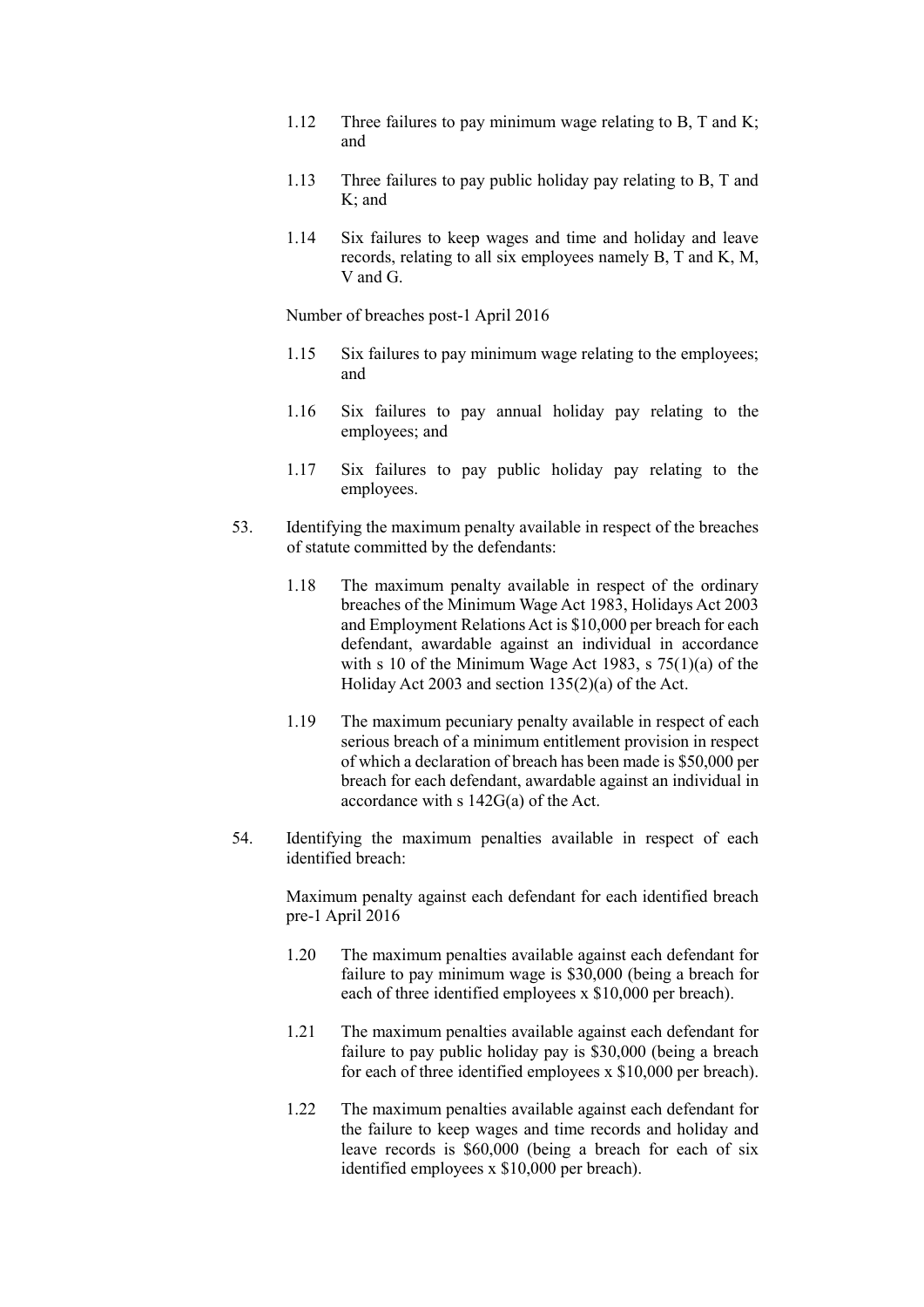1.12 Three failures to pay minimum wage relating to B, T and K; and

1.13 Three failures to pay public holiday pay relating to B, T and K; and

1.14 Six failures to keep wages and time and holiday and leave records, relating to all six employees namely B, T and K, M, V and G.

Number of breaches post-1 April 2016

1.15 Six failures to pay minimum wage relating to the employees; and

1.16 Six failures to pay annual holiday pay relating to the employees; and

1.17 Six failures to pay public holiday pay relating to the employees.

53. Identifying the maximum penalty available in respect of the breaches of statute committed by the defendants:

1.18 The maximum penalty available in respect of the ordinary breaches of the Minimum Wage Act 1983, Holidays Act 2003 and Employment Relations Act is $10,000 per breach for each defendant, awardable against an individual in accordance with s 10 of the Minimum Wage Act 1983, s 75(1)(a) of the Holiday Act 2003 and section 135(2)(a) of the Act.

1.19 The maximum pecuniary penalty available in respect of each serious breach of a minimum entitlement provision in respect of which a declaration of breach has been made is $50,000 per breach for each defendant, awardable against an individual in accordance with s 142G(a) of the Act.

54. Identifying the maximum penalties available in respect of each identified breach:

Maximum penalty against each defendant for each identified breach pre-1 April 2016

1.20 The maximum penalties available against each defendant for failure to pay minimum wage is $30,000 (being a breach for each of three identified employees x $10,000 per breach).

1.21 The maximum penalties available against each defendant for failure to pay public holiday pay is $30,000 (being a breach for each of three identified employees x $10,000 per breach).

1.22 The maximum penalties available against each defendant for the failure to keep wages and time records and holiday and leave records is $60,000 (being a breach for each of six identified employees x $10,000 per breach).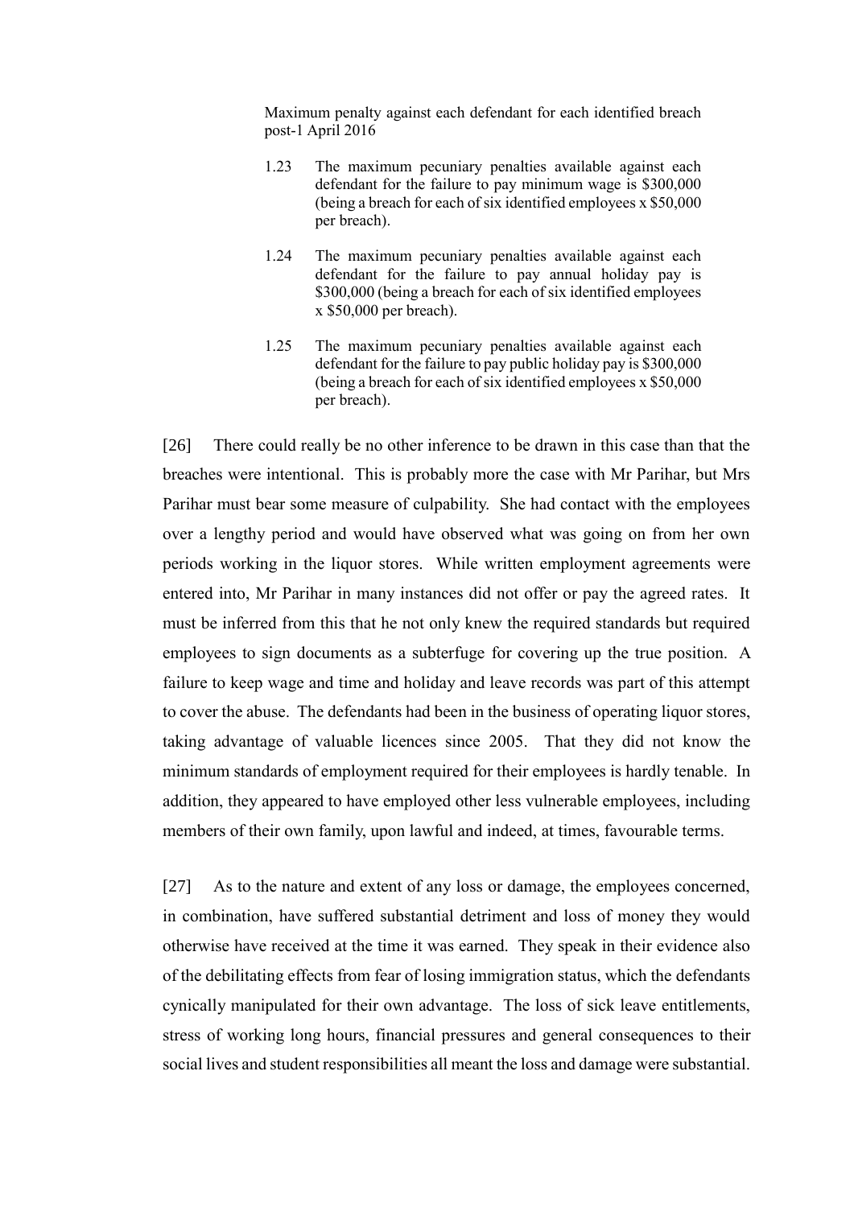> Maximum penalty against each defendant for each identified breach post-1 April 2016
>
> 1.23 The maximum pecuniary penalties available against each defendant for the failure to pay minimum wage is $300,000 (being a breach for each of six identified employees x $50,000 per breach).
>
> 1.24 The maximum pecuniary penalties available against each defendant for the failure to pay annual holiday pay is $300,000 (being a breach for each of six identified employees x $50,000 per breach).
>
> 1.25 The maximum pecuniary penalties available against each defendant for the failure to pay public holiday pay is $300,000 (being a breach for each of six identified employees x $50,000 per breach).

[26] There could really be no other inference to be drawn in this case than that the breaches were intentional. This is probably more the case with Mr Parihar, but Mrs Parihar must bear some measure of culpability. She had contact with the employees over a lengthy period and would have observed what was going on from her own periods working in the liquor stores. While written employment agreements were entered into, Mr Parihar in many instances did not offer or pay the agreed rates. It must be inferred from this that he not only knew the required standards but required employees to sign documents as a subterfuge for covering up the true position. A failure to keep wage and time and holiday and leave records was part of this attempt to cover the abuse. The defendants had been in the business of operating liquor stores, taking advantage of valuable licences since 2005. That they did not know the minimum standards of employment required for their employees is hardly tenable. In addition, they appeared to have employed other less vulnerable employees, including members of their own family, upon lawful and indeed, at times, favourable terms.

[27] As to the nature and extent of any loss or damage, the employees concerned, in combination, have suffered substantial detriment and loss of money they would otherwise have received at the time it was earned. They speak in their evidence also of the debilitating effects from fear of losing immigration status, which the defendants cynically manipulated for their own advantage. The loss of sick leave entitlements, stress of working long hours, financial pressures and general consequences to their social lives and student responsibilities all meant the loss and damage were substantial.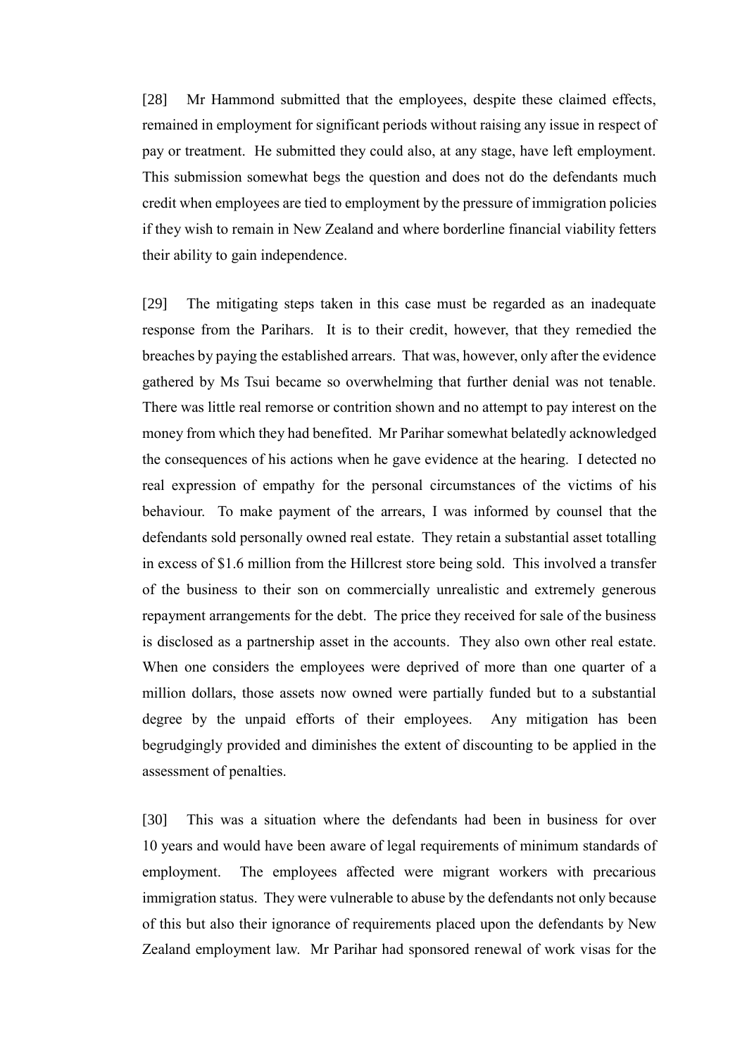[28] Mr Hammond submitted that the employees, despite these claimed effects, remained in employment for significant periods without raising any issue in respect of pay or treatment. He submitted they could also, at any stage, have left employment. This submission somewhat begs the question and does not do the defendants much credit when employees are tied to employment by the pressure of immigration policies if they wish to remain in New Zealand and where borderline financial viability fetters their ability to gain independence.

[29] The mitigating steps taken in this case must be regarded as an inadequate response from the Parihars. It is to their credit, however, that they remedied the breaches by paying the established arrears. That was, however, only after the evidence gathered by Ms Tsui became so overwhelming that further denial was not tenable. There was little real remorse or contrition shown and no attempt to pay interest on the money from which they had benefited. Mr Parihar somewhat belatedly acknowledged the consequences of his actions when he gave evidence at the hearing. I detected no real expression of empathy for the personal circumstances of the victims of his behaviour. To make payment of the arrears, I was informed by counsel that the defendants sold personally owned real estate. They retain a substantial asset totalling in excess of $1.6 million from the Hillcrest store being sold. This involved a transfer of the business to their son on commercially unrealistic and extremely generous repayment arrangements for the debt. The price they received for sale of the business is disclosed as a partnership asset in the accounts. They also own other real estate. When one considers the employees were deprived of more than one quarter of a million dollars, those assets now owned were partially funded but to a substantial degree by the unpaid efforts of their employees. Any mitigation has been begrudgingly provided and diminishes the extent of discounting to be applied in the assessment of penalties.

[30] This was a situation where the defendants had been in business for over 10 years and would have been aware of legal requirements of minimum standards of employment. The employees affected were migrant workers with precarious immigration status. They were vulnerable to abuse by the defendants not only because of this but also their ignorance of requirements placed upon the defendants by New Zealand employment law. Mr Parihar had sponsored renewal of work visas for the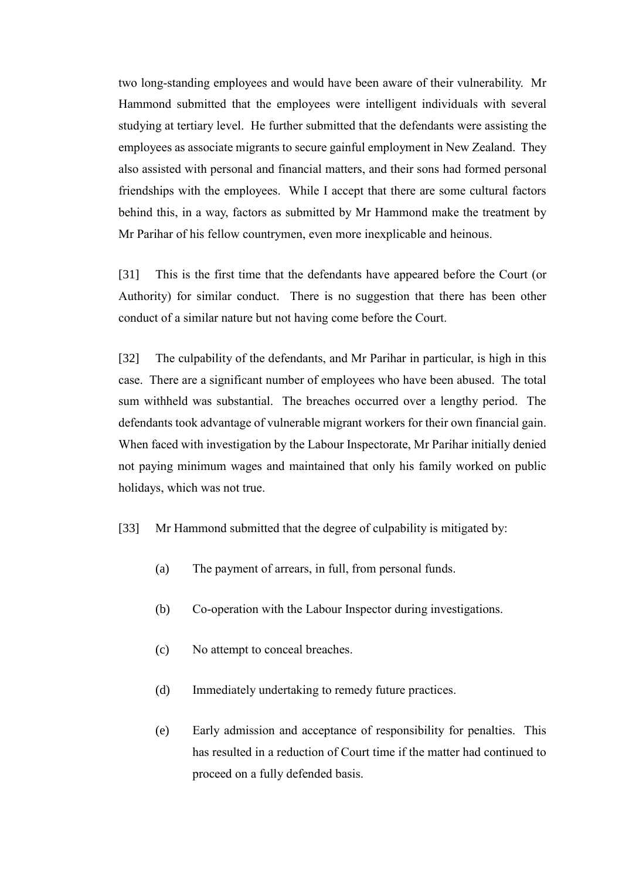two long-standing employees and would have been aware of their vulnerability. Mr Hammond submitted that the employees were intelligent individuals with several studying at tertiary level. He further submitted that the defendants were assisting the employees as associate migrants to secure gainful employment in New Zealand. They also assisted with personal and financial matters, and their sons had formed personal friendships with the employees. While I accept that there are some cultural factors behind this, in a way, factors as submitted by Mr Hammond make the treatment by Mr Parihar of his fellow countrymen, even more inexplicable and heinous.

[31] This is the first time that the defendants have appeared before the Court (or Authority) for similar conduct. There is no suggestion that there has been other conduct of a similar nature but not having come before the Court.

[32] The culpability of the defendants, and Mr Parihar in particular, is high in this case. There are a significant number of employees who have been abused. The total sum withheld was substantial. The breaches occurred over a lengthy period. The defendants took advantage of vulnerable migrant workers for their own financial gain. When faced with investigation by the Labour Inspectorate, Mr Parihar initially denied not paying minimum wages and maintained that only his family worked on public holidays, which was not true.

[33] Mr Hammond submitted that the degree of culpability is mitigated by:

(a) The payment of arrears, in full, from personal funds.

(b) Co-operation with the Labour Inspector during investigations.

(c) No attempt to conceal breaches.

(d) Immediately undertaking to remedy future practices.

(e) Early admission and acceptance of responsibility for penalties. This has resulted in a reduction of Court time if the matter had continued to proceed on a fully defended basis.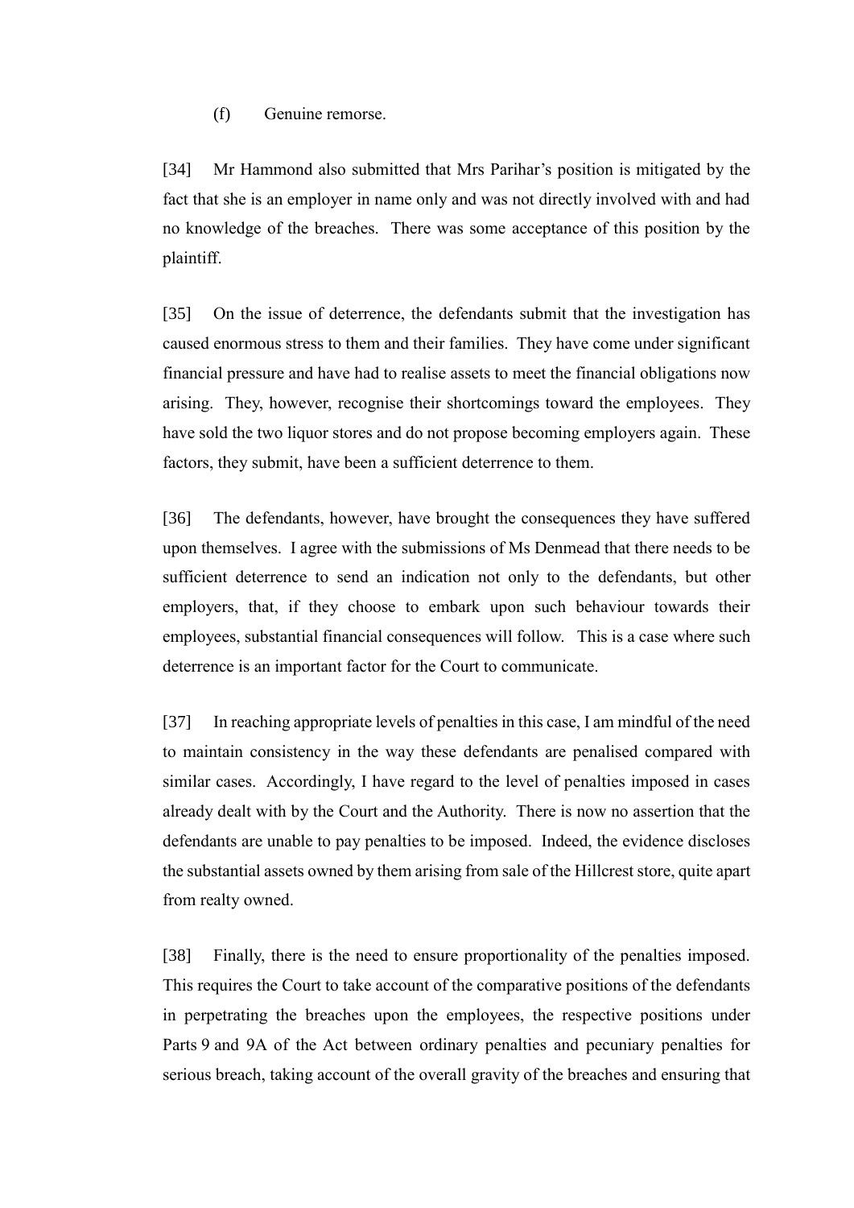(f) Genuine remorse.

[34] Mr Hammond also submitted that Mrs Parihar's position is mitigated by the fact that she is an employer in name only and was not directly involved with and had no knowledge of the breaches. There was some acceptance of this position by the plaintiff.

[35] On the issue of deterrence, the defendants submit that the investigation has caused enormous stress to them and their families. They have come under significant financial pressure and have had to realise assets to meet the financial obligations now arising. They, however, recognise their shortcomings toward the employees. They have sold the two liquor stores and do not propose becoming employers again. These factors, they submit, have been a sufficient deterrence to them.

[36] The defendants, however, have brought the consequences they have suffered upon themselves. I agree with the submissions of Ms Denmead that there needs to be sufficient deterrence to send an indication not only to the defendants, but other employers, that, if they choose to embark upon such behaviour towards their employees, substantial financial consequences will follow. This is a case where such deterrence is an important factor for the Court to communicate.

[37] In reaching appropriate levels of penalties in this case, I am mindful of the need to maintain consistency in the way these defendants are penalised compared with similar cases. Accordingly, I have regard to the level of penalties imposed in cases already dealt with by the Court and the Authority. There is now no assertion that the defendants are unable to pay penalties to be imposed. Indeed, the evidence discloses the substantial assets owned by them arising from sale of the Hillcrest store, quite apart from realty owned.

[38] Finally, there is the need to ensure proportionality of the penalties imposed. This requires the Court to take account of the comparative positions of the defendants in perpetrating the breaches upon the employees, the respective positions under Parts 9 and 9A of the Act between ordinary penalties and pecuniary penalties for serious breach, taking account of the overall gravity of the breaches and ensuring that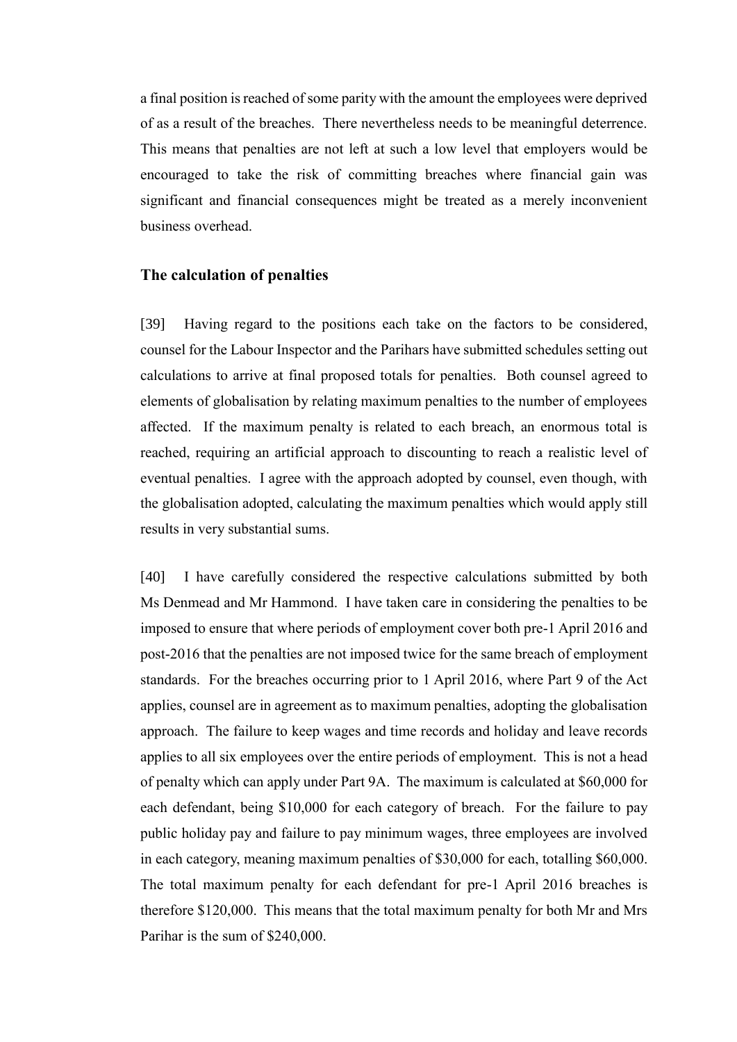a final position is reached of some parity with the amount the employees were deprived of as a result of the breaches. There nevertheless needs to be meaningful deterrence. This means that penalties are not left at such a low level that employers would be encouraged to take the risk of committing breaches where financial gain was significant and financial consequences might be treated as a merely inconvenient business overhead.

### The calculation of penalties

[39] Having regard to the positions each take on the factors to be considered, counsel for the Labour Inspector and the Parihars have submitted schedules setting out calculations to arrive at final proposed totals for penalties. Both counsel agreed to elements of globalisation by relating maximum penalties to the number of employees affected. If the maximum penalty is related to each breach, an enormous total is reached, requiring an artificial approach to discounting to reach a realistic level of eventual penalties. I agree with the approach adopted by counsel, even though, with the globalisation adopted, calculating the maximum penalties which would apply still results in very substantial sums.

[40] I have carefully considered the respective calculations submitted by both Ms Denmead and Mr Hammond. I have taken care in considering the penalties to be imposed to ensure that where periods of employment cover both pre-1 April 2016 and post-2016 that the penalties are not imposed twice for the same breach of employment standards. For the breaches occurring prior to 1 April 2016, where Part 9 of the Act applies, counsel are in agreement as to maximum penalties, adopting the globalisation approach. The failure to keep wages and time records and holiday and leave records applies to all six employees over the entire periods of employment. This is not a head of penalty which can apply under Part 9A. The maximum is calculated at $60,000 for each defendant, being $10,000 for each category of breach. For the failure to pay public holiday pay and failure to pay minimum wages, three employees are involved in each category, meaning maximum penalties of $30,000 for each, totalling $60,000. The total maximum penalty for each defendant for pre-1 April 2016 breaches is therefore $120,000. This means that the total maximum penalty for both Mr and Mrs Parihar is the sum of $240,000.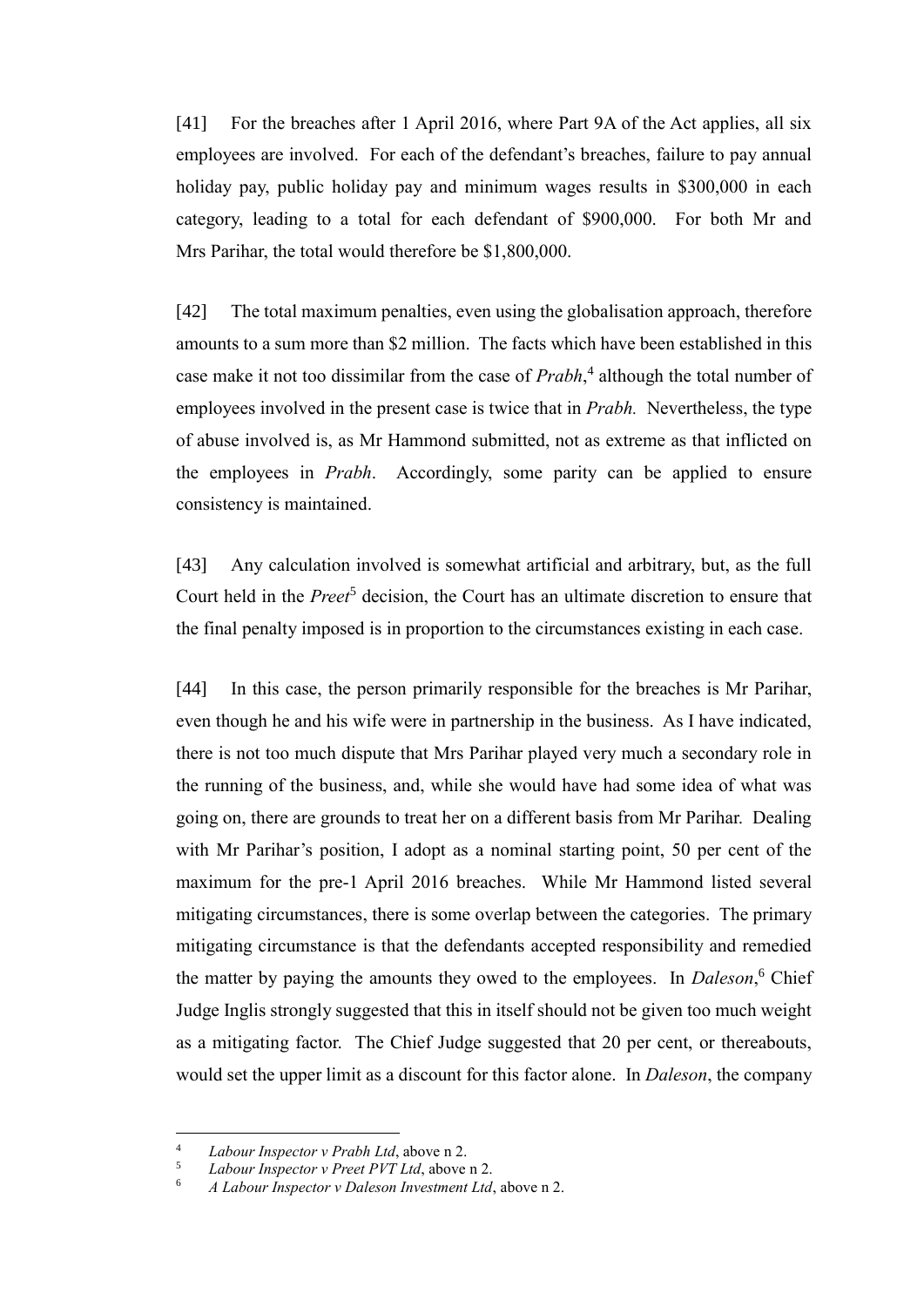[41] For the breaches after 1 April 2016, where Part 9A of the Act applies, all six employees are involved. For each of the defendant's breaches, failure to pay annual holiday pay, public holiday pay and minimum wages results in $300,000 in each category, leading to a total for each defendant of $900,000. For both Mr and Mrs Parihar, the total would therefore be $1,800,000.

[42] The total maximum penalties, even using the globalisation approach, therefore amounts to a sum more than $2 million. The facts which have been established in this case make it not too dissimilar from the case of *Prabh*,[4] although the total number of employees involved in the present case is twice that in *Prabh.* Nevertheless, the type of abuse involved is, as Mr Hammond submitted, not as extreme as that inflicted on the employees in *Prabh*. Accordingly, some parity can be applied to ensure consistency is maintained.

[43] Any calculation involved is somewhat artificial and arbitrary, but, as the full Court held in the *Preet*[5] decision, the Court has an ultimate discretion to ensure that the final penalty imposed is in proportion to the circumstances existing in each case.

[44] In this case, the person primarily responsible for the breaches is Mr Parihar, even though he and his wife were in partnership in the business. As I have indicated, there is not too much dispute that Mrs Parihar played very much a secondary role in the running of the business, and, while she would have had some idea of what was going on, there are grounds to treat her on a different basis from Mr Parihar. Dealing with Mr Parihar's position, I adopt as a nominal starting point, 50 per cent of the maximum for the pre-1 April 2016 breaches. While Mr Hammond listed several mitigating circumstances, there is some overlap between the categories. The primary mitigating circumstance is that the defendants accepted responsibility and remedied the matter by paying the amounts they owed to the employees. In *Daleson*,[6] Chief Judge Inglis strongly suggested that this in itself should not be given too much weight as a mitigating factor. The Chief Judge suggested that 20 per cent, or thereabouts, would set the upper limit as a discount for this factor alone. In *Daleson*, the company

---

[4] *Labour Inspector v Prabh Ltd*, above n 2.

[5] *Labour Inspector v Preet PVT Ltd*, above n 2.

[6] *A Labour Inspector v Daleson Investment Ltd*, above n 2.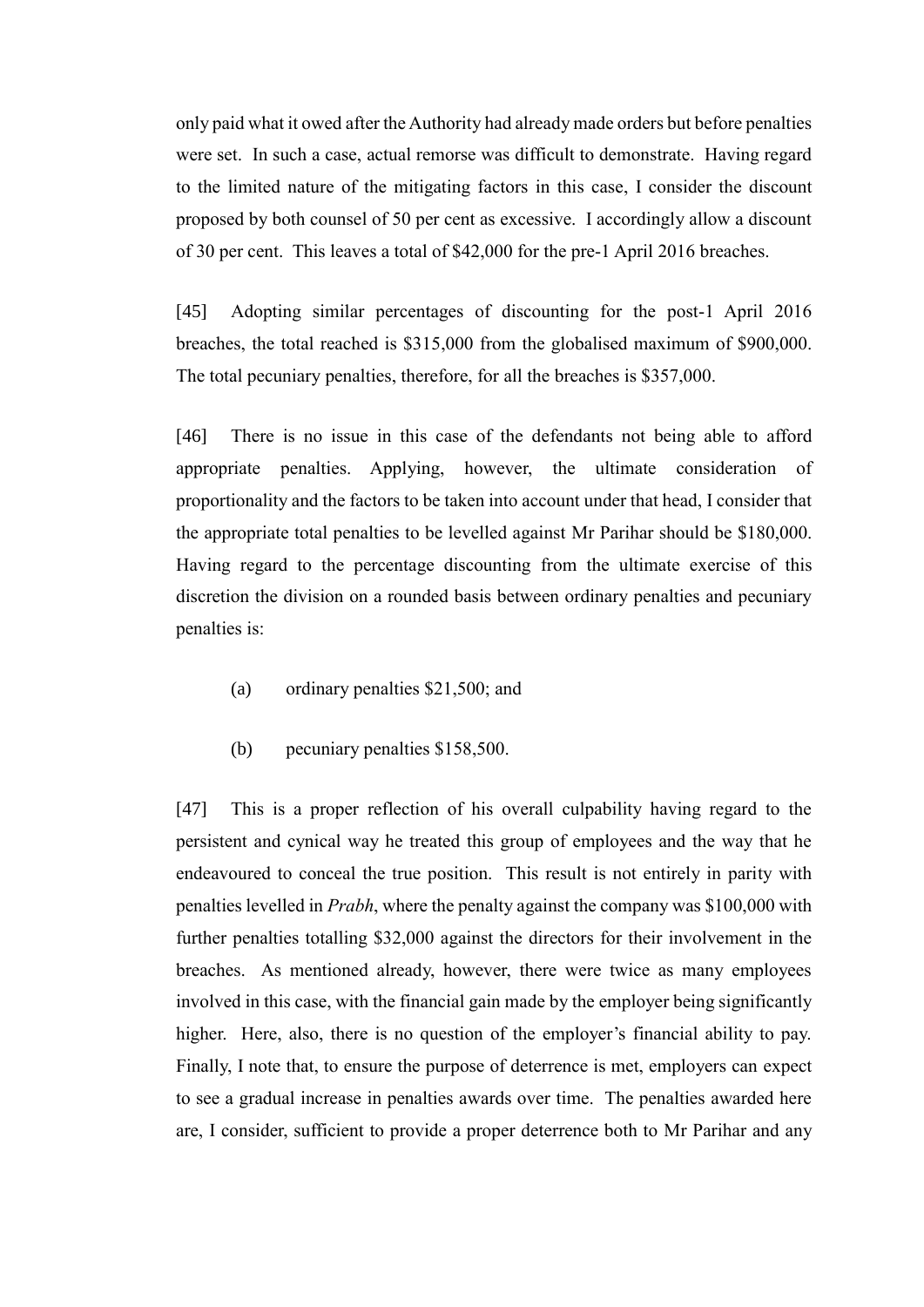only paid what it owed after the Authority had already made orders but before penalties were set. In such a case, actual remorse was difficult to demonstrate. Having regard to the limited nature of the mitigating factors in this case, I consider the discount proposed by both counsel of 50 per cent as excessive. I accordingly allow a discount of 30 per cent. This leaves a total of $42,000 for the pre-1 April 2016 breaches.

[45] Adopting similar percentages of discounting for the post-1 April 2016 breaches, the total reached is $315,000 from the globalised maximum of $900,000. The total pecuniary penalties, therefore, for all the breaches is $357,000.

[46] There is no issue in this case of the defendants not being able to afford appropriate penalties. Applying, however, the ultimate consideration of proportionality and the factors to be taken into account under that head, I consider that the appropriate total penalties to be levelled against Mr Parihar should be $180,000. Having regard to the percentage discounting from the ultimate exercise of this discretion the division on a rounded basis between ordinary penalties and pecuniary penalties is:

(a) ordinary penalties $21,500; and

(b) pecuniary penalties $158,500.

[47] This is a proper reflection of his overall culpability having regard to the persistent and cynical way he treated this group of employees and the way that he endeavoured to conceal the true position. This result is not entirely in parity with penalties levelled in *Prabh*, where the penalty against the company was $100,000 with further penalties totalling $32,000 against the directors for their involvement in the breaches. As mentioned already, however, there were twice as many employees involved in this case, with the financial gain made by the employer being significantly higher. Here, also, there is no question of the employer's financial ability to pay. Finally, I note that, to ensure the purpose of deterrence is met, employers can expect to see a gradual increase in penalties awards over time. The penalties awarded here are, I consider, sufficient to provide a proper deterrence both to Mr Parihar and any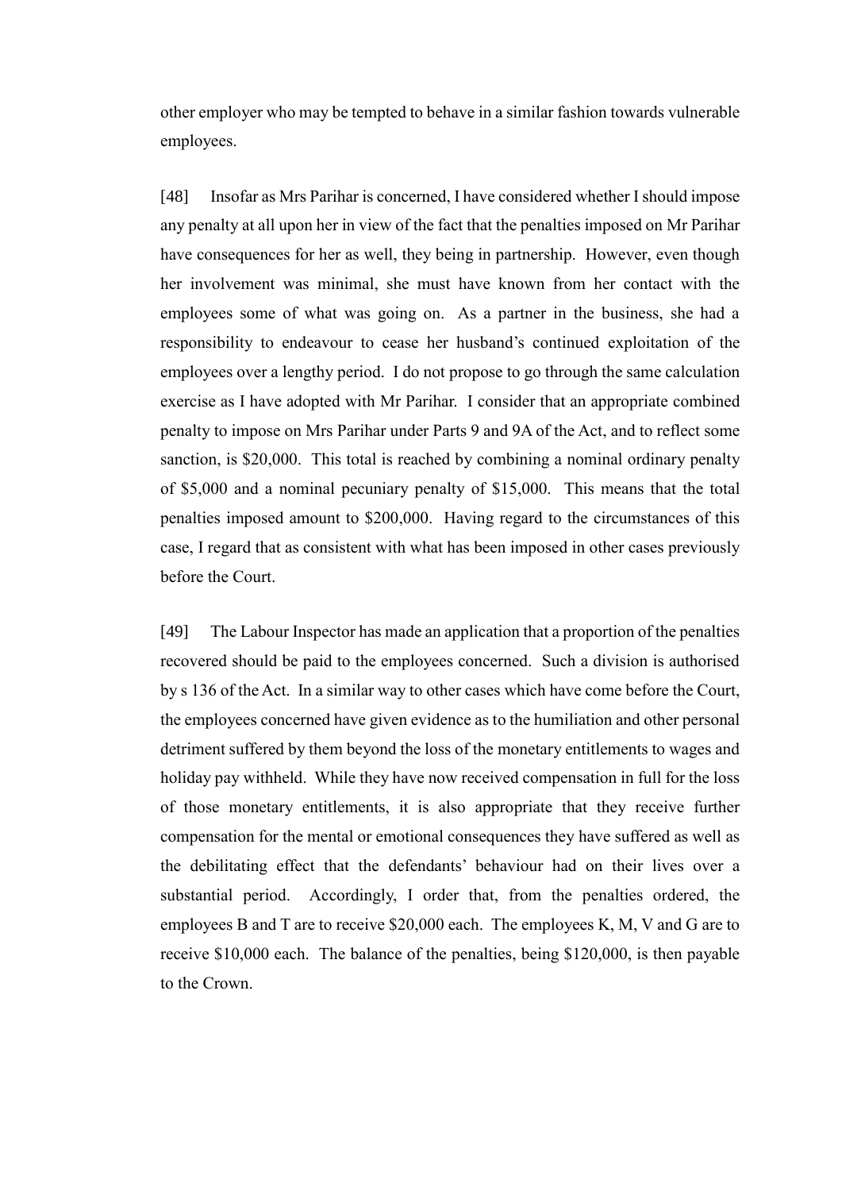other employer who may be tempted to behave in a similar fashion towards vulnerable employees.

[48] Insofar as Mrs Parihar is concerned, I have considered whether I should impose any penalty at all upon her in view of the fact that the penalties imposed on Mr Parihar have consequences for her as well, they being in partnership. However, even though her involvement was minimal, she must have known from her contact with the employees some of what was going on. As a partner in the business, she had a responsibility to endeavour to cease her husband's continued exploitation of the employees over a lengthy period. I do not propose to go through the same calculation exercise as I have adopted with Mr Parihar. I consider that an appropriate combined penalty to impose on Mrs Parihar under Parts 9 and 9A of the Act, and to reflect some sanction, is $20,000. This total is reached by combining a nominal ordinary penalty of $5,000 and a nominal pecuniary penalty of $15,000. This means that the total penalties imposed amount to $200,000. Having regard to the circumstances of this case, I regard that as consistent with what has been imposed in other cases previously before the Court.

[49] The Labour Inspector has made an application that a proportion of the penalties recovered should be paid to the employees concerned. Such a division is authorised by s 136 of the Act. In a similar way to other cases which have come before the Court, the employees concerned have given evidence as to the humiliation and other personal detriment suffered by them beyond the loss of the monetary entitlements to wages and holiday pay withheld. While they have now received compensation in full for the loss of those monetary entitlements, it is also appropriate that they receive further compensation for the mental or emotional consequences they have suffered as well as the debilitating effect that the defendants' behaviour had on their lives over a substantial period. Accordingly, I order that, from the penalties ordered, the employees B and T are to receive $20,000 each. The employees K, M, V and G are to receive $10,000 each. The balance of the penalties, being $120,000, is then payable to the Crown.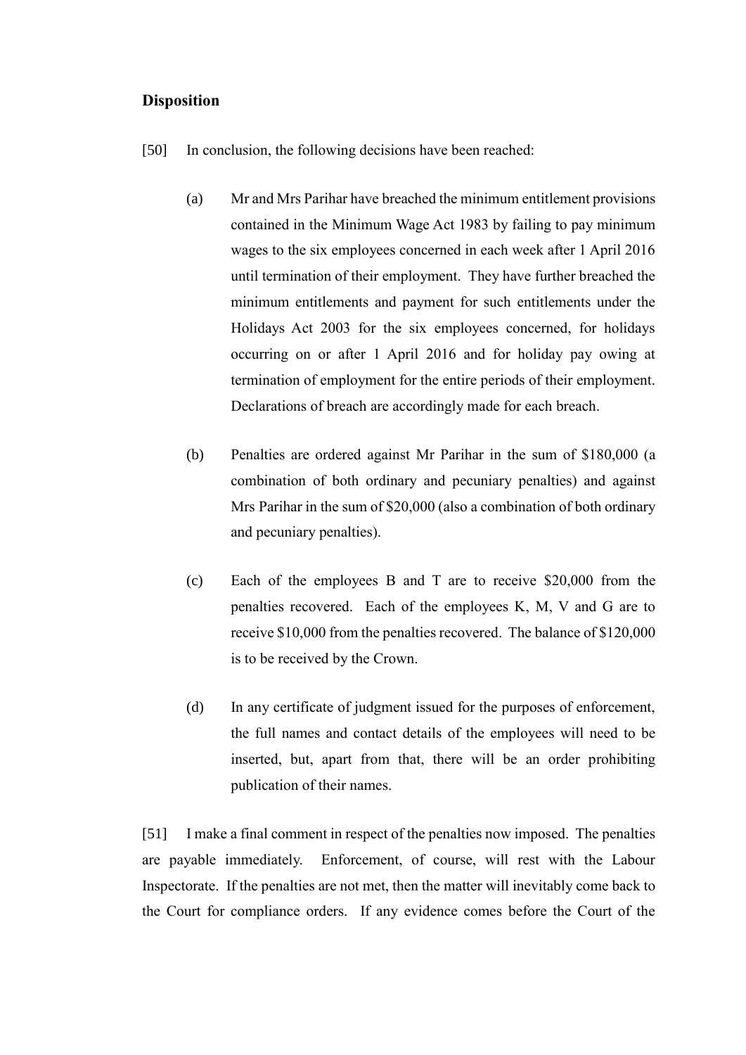## Disposition

[50] In conclusion, the following decisions have been reached:

(a) Mr and Mrs Parihar have breached the minimum entitlement provisions contained in the Minimum Wage Act 1983 by failing to pay minimum wages to the six employees concerned in each week after 1 April 2016 until termination of their employment. They have further breached the minimum entitlements and payment for such entitlements under the Holidays Act 2003 for the six employees concerned, for holidays occurring on or after 1 April 2016 and for holiday pay owing at termination of employment for the entire periods of their employment. Declarations of breach are accordingly made for each breach.

(b) Penalties are ordered against Mr Parihar in the sum of $180,000 (a combination of both ordinary and pecuniary penalties) and against Mrs Parihar in the sum of $20,000 (also a combination of both ordinary and pecuniary penalties).

(c) Each of the employees B and T are to receive $20,000 from the penalties recovered. Each of the employees K, M, V and G are to receive $10,000 from the penalties recovered. The balance of $120,000 is to be received by the Crown.

(d) In any certificate of judgment issued for the purposes of enforcement, the full names and contact details of the employees will need to be inserted, but, apart from that, there will be an order prohibiting publication of their names.

[51] I make a final comment in respect of the penalties now imposed. The penalties are payable immediately. Enforcement, of course, will rest with the Labour Inspectorate. If the penalties are not met, then the matter will inevitably come back to the Court for compliance orders. If any evidence comes before the Court of the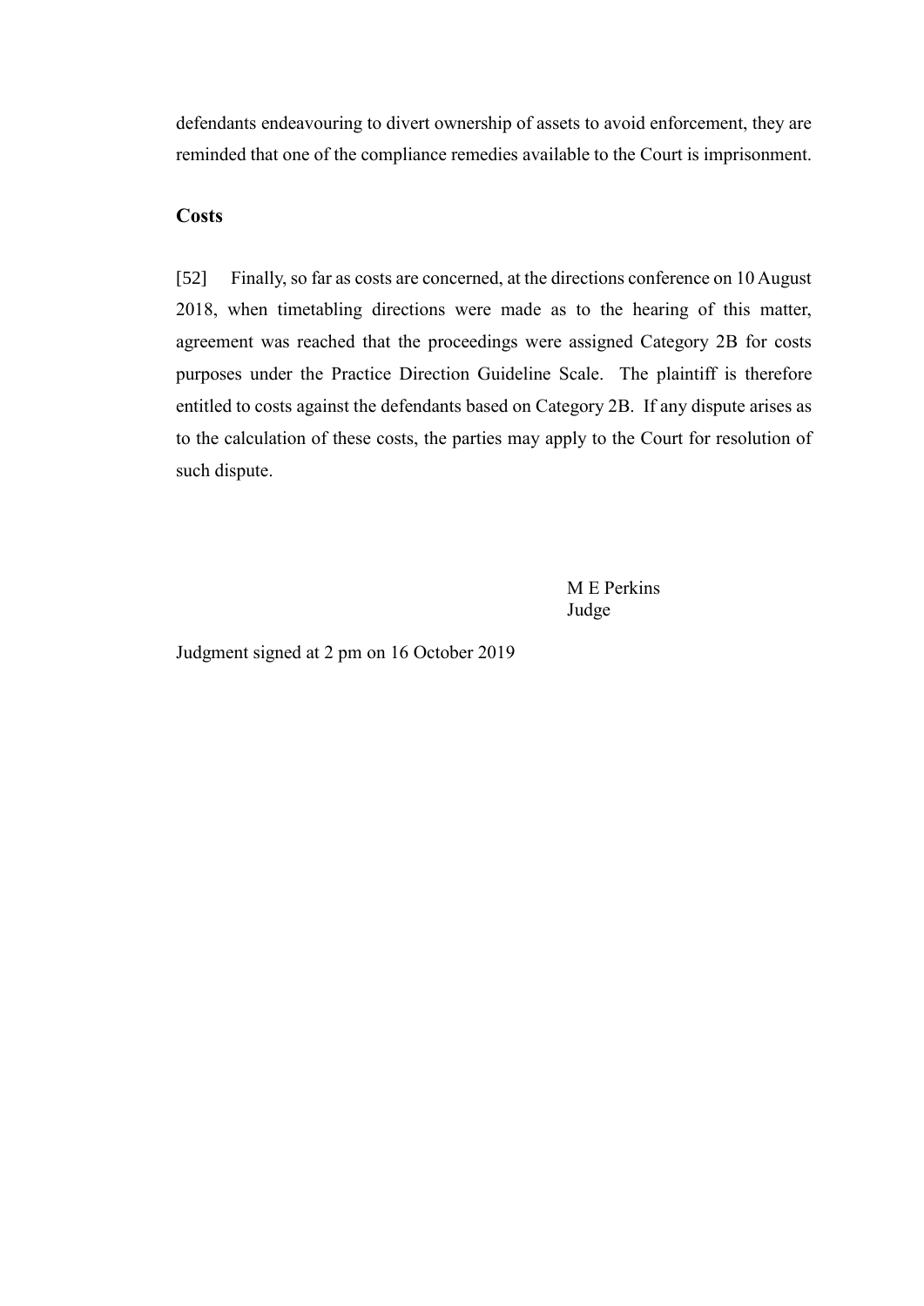defendants endeavouring to divert ownership of assets to avoid enforcement, they are reminded that one of the compliance remedies available to the Court is imprisonment.

## Costs

[52] Finally, so far as costs are concerned, at the directions conference on 10 August 2018, when timetabling directions were made as to the hearing of this matter, agreement was reached that the proceedings were assigned Category 2B for costs purposes under the Practice Direction Guideline Scale. The plaintiff is therefore entitled to costs against the defendants based on Category 2B. If any dispute arises as to the calculation of these costs, the parties may apply to the Court for resolution of such dispute.

M E Perkins
Judge

Judgment signed at 2 pm on 16 October 2019